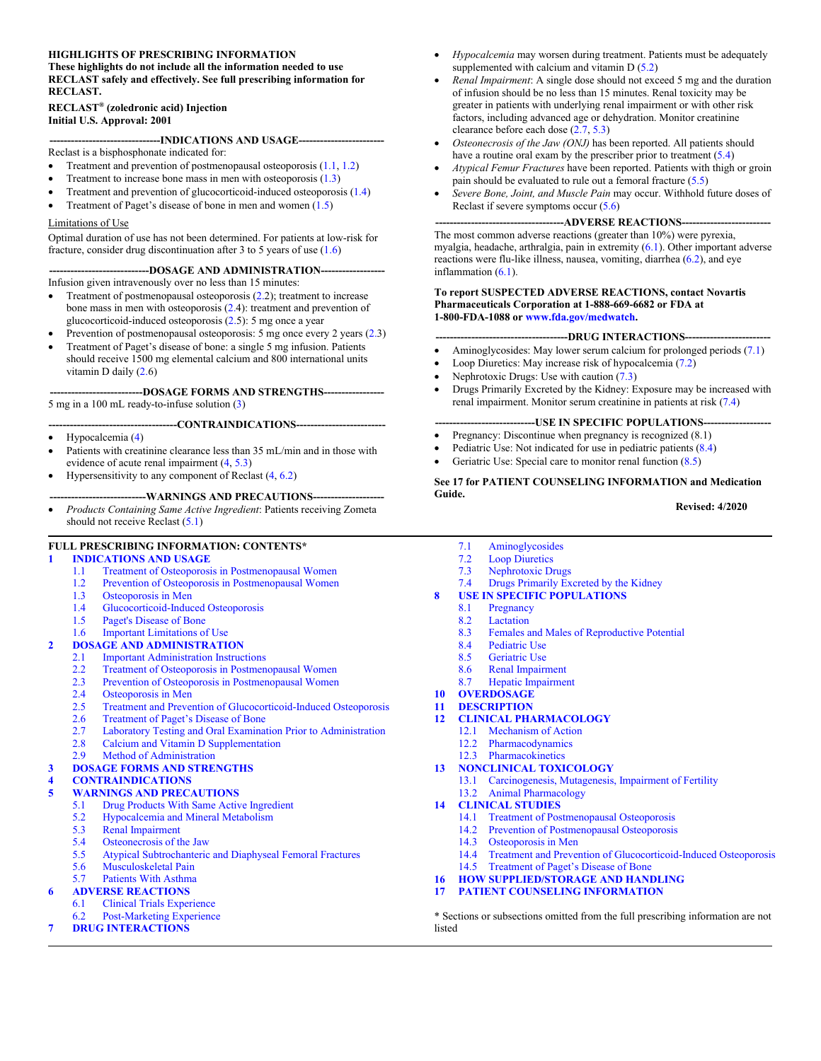**HIGHLIGHTS OF PRESCRIBING INFORMATION**
**These highlights do not include all the information needed to use RECLAST safely and effectively. See full prescribing information for RECLAST.**

**RECLAST® (zoledronic acid) Injection**
**Initial U.S. Approval: 2001**

**-------------------------------INDICATIONS AND USAGE-----------------------**

Reclast is a bisphosphonate indicated for:

- Treatment and prevention of postmenopausal osteoporosis (1.1, 1.2)
- Treatment to increase bone mass in men with osteoporosis (1.3)
- Treatment and prevention of glucocorticoid-induced osteoporosis (1.4)
- Treatment of Paget's disease of bone in men and women (1.5)

Limitations of Use

Optimal duration of use has not been determined. For patients at low-risk for fracture, consider drug discontinuation after 3 to 5 years of use (1.6)

**---------------------------DOSAGE AND ADMINISTRATION------------------**

Infusion given intravenously over no less than 15 minutes:

- Treatment of postmenopausal osteoporosis (2.2); treatment to increase bone mass in men with osteoporosis (2.4): treatment and prevention of glucocorticoid-induced osteoporosis (2.5): 5 mg once a year
- Prevention of postmenopausal osteoporosis: 5 mg once every 2 years (2.3)
- Treatment of Paget's disease of bone: a single 5 mg infusion. Patients should receive 1500 mg elemental calcium and 800 international units vitamin D daily (2.6)

**-------------------------DOSAGE FORMS AND STRENGTHS-----------------**

5 mg in a 100 mL ready-to-infuse solution (3)

**-----------------------------------CONTRAINDICATIONS------------------------**

- Hypocalcemia (4)
- Patients with creatinine clearance less than 35 mL/min and in those with evidence of acute renal impairment (4, 5.3)
- Hypersensitivity to any component of Reclast (4, 6.2)

**--------------------------WARNINGS AND PRECAUTIONS--------------------**

- *Products Containing Same Active Ingredient*: Patients receiving Zometa should not receive Reclast (5.1)
- *Hypocalcemia* may worsen during treatment. Patients must be adequately supplemented with calcium and vitamin D (5.2)
- *Renal Impairment*: A single dose should not exceed 5 mg and the duration of infusion should be no less than 15 minutes. Renal toxicity may be greater in patients with underlying renal impairment or with other risk factors, including advanced age or dehydration. Monitor creatinine clearance before each dose (2.7, 5.3)
- *Osteonecrosis of the Jaw (ONJ)* has been reported. All patients should have a routine oral exam by the prescriber prior to treatment (5.4)
- *Atypical Femur Fractures* have been reported. Patients with thigh or groin pain should be evaluated to rule out a femoral fracture (5.5)
- *Severe Bone, Joint, and Muscle Pain* may occur. Withhold future doses of Reclast if severe symptoms occur (5.6)

**-----------------------------------ADVERSE REACTIONS------------------------**

The most common adverse reactions (greater than 10%) were pyrexia, myalgia, headache, arthralgia, pain in extremity (6.1). Other important adverse reactions were flu-like illness, nausea, vomiting, diarrhea (6.2), and eye inflammation (6.1).

**To report SUSPECTED ADVERSE REACTIONS, contact Novartis Pharmaceuticals Corporation at 1-888-669-6682 or FDA at 1-800-FDA-1088 or www.fda.gov/medwatch.**

**------------------------------------DRUG INTERACTIONS-----------------------**

- Aminoglycosides: May lower serum calcium for prolonged periods (7.1)
- Loop Diuretics: May increase risk of hypocalcemia (7.2)
- Nephrotoxic Drugs: Use with caution (7.3)
- Drugs Primarily Excreted by the Kidney: Exposure may be increased with renal impairment. Monitor serum creatinine in patients at risk (7.4)

**---------------------------USE IN SPECIFIC POPULATIONS------------------**

- Pregnancy: Discontinue when pregnancy is recognized (8.1)
- Pediatric Use: Not indicated for use in pediatric patients (8.4)
- Geriatric Use: Special care to monitor renal function (8.5)

**See 17 for PATIENT COUNSELING INFORMATION and Medication Guide.**

**Revised: 4/2020**

**FULL PRESCRIBING INFORMATION: CONTENTS***

**1 INDICATIONS AND USAGE**
- 1.1 Treatment of Osteoporosis in Postmenopausal Women
- 1.2 Prevention of Osteoporosis in Postmenopausal Women
- 1.3 Osteoporosis in Men
- 1.4 Glucocorticoid-Induced Osteoporosis
- 1.5 Paget's Disease of Bone
- 1.6 Important Limitations of Use

**2 DOSAGE AND ADMINISTRATION**
- 2.1 Important Administration Instructions
- 2.2 Treatment of Osteoporosis in Postmenopausal Women
- 2.3 Prevention of Osteoporosis in Postmenopausal Women
- 2.4 Osteoporosis in Men
- 2.5 Treatment and Prevention of Glucocorticoid-Induced Osteoporosis
- 2.6 Treatment of Paget's Disease of Bone
- 2.7 Laboratory Testing and Oral Examination Prior to Administration
- 2.8 Calcium and Vitamin D Supplementation
- 2.9 Method of Administration

**3 DOSAGE FORMS AND STRENGTHS**

**4 CONTRAINDICATIONS**

**5 WARNINGS AND PRECAUTIONS**
- 5.1 Drug Products With Same Active Ingredient
- 5.2 Hypocalcemia and Mineral Metabolism
- 5.3 Renal Impairment
- 5.4 Osteonecrosis of the Jaw
- 5.5 Atypical Subtrochanteric and Diaphyseal Femoral Fractures
- 5.6 Musculoskeletal Pain
- 5.7 Patients With Asthma

**6 ADVERSE REACTIONS**
- 6.1 Clinical Trials Experience
- 6.2 Post-Marketing Experience

**7 DRUG INTERACTIONS**
- 7.1 Aminoglycosides
- 7.2 Loop Diuretics
- 7.3 Nephrotoxic Drugs
- 7.4 Drugs Primarily Excreted by the Kidney

**8 USE IN SPECIFIC POPULATIONS**
- 8.1 Pregnancy
- 8.2 Lactation
- 8.3 Females and Males of Reproductive Potential
- 8.4 Pediatric Use
- 8.5 Geriatric Use
- 8.6 Renal Impairment
- 8.7 Hepatic Impairment

**10 OVERDOSAGE**

**11 DESCRIPTION**

**12 CLINICAL PHARMACOLOGY**
- 12.1 Mechanism of Action
- 12.2 Pharmacodynamics
- 12.3 Pharmacokinetics

**13 NONCLINICAL TOXICOLOGY**
- 13.1 Carcinogenesis, Mutagenesis, Impairment of Fertility
- 13.2 Animal Pharmacology

**14 CLINICAL STUDIES**
- 14.1 Treatment of Postmenopausal Osteoporosis
- 14.2 Prevention of Postmenopausal Osteoporosis
- 14.3 Osteoporosis in Men
- 14.4 Treatment and Prevention of Glucocorticoid-Induced Osteoporosis
- 14.5 Treatment of Paget's Disease of Bone

**16 HOW SUPPLIED/STORAGE AND HANDLING**

**17 PATIENT COUNSELING INFORMATION**

\* Sections or subsections omitted from the full prescribing information are not listed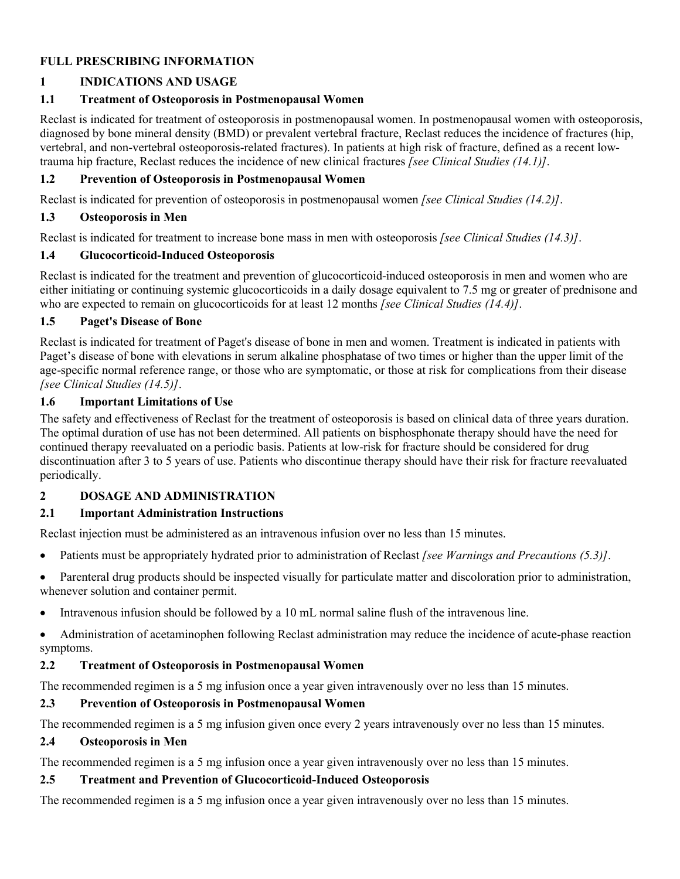# FULL PRESCRIBING INFORMATION

## 1 INDICATIONS AND USAGE

### 1.1 Treatment of Osteoporosis in Postmenopausal Women

Reclast is indicated for treatment of osteoporosis in postmenopausal women. In postmenopausal women with osteoporosis, diagnosed by bone mineral density (BMD) or prevalent vertebral fracture, Reclast reduces the incidence of fractures (hip, vertebral, and non-vertebral osteoporosis-related fractures). In patients at high risk of fracture, defined as a recent low-trauma hip fracture, Reclast reduces the incidence of new clinical fractures *[see Clinical Studies (14.1)]*.

### 1.2 Prevention of Osteoporosis in Postmenopausal Women

Reclast is indicated for prevention of osteoporosis in postmenopausal women *[see Clinical Studies (14.2)]*.

### 1.3 Osteoporosis in Men

Reclast is indicated for treatment to increase bone mass in men with osteoporosis *[see Clinical Studies (14.3)]*.

### 1.4 Glucocorticoid-Induced Osteoporosis

Reclast is indicated for the treatment and prevention of glucocorticoid-induced osteoporosis in men and women who are either initiating or continuing systemic glucocorticoids in a daily dosage equivalent to 7.5 mg or greater of prednisone and who are expected to remain on glucocorticoids for at least 12 months *[see Clinical Studies (14.4)]*.

### 1.5 Paget's Disease of Bone

Reclast is indicated for treatment of Paget's disease of bone in men and women. Treatment is indicated in patients with Paget's disease of bone with elevations in serum alkaline phosphatase of two times or higher than the upper limit of the age-specific normal reference range, or those who are symptomatic, or those at risk for complications from their disease *[see Clinical Studies (14.5)]*.

### 1.6 Important Limitations of Use

The safety and effectiveness of Reclast for the treatment of osteoporosis is based on clinical data of three years duration. The optimal duration of use has not been determined. All patients on bisphosphonate therapy should have the need for continued therapy reevaluated on a periodic basis. Patients at low-risk for fracture should be considered for drug discontinuation after 3 to 5 years of use. Patients who discontinue therapy should have their risk for fracture reevaluated periodically.

## 2 DOSAGE AND ADMINISTRATION

### 2.1 Important Administration Instructions

Reclast injection must be administered as an intravenous infusion over no less than 15 minutes.

- Patients must be appropriately hydrated prior to administration of Reclast *[see Warnings and Precautions (5.3)]*.
- Parenteral drug products should be inspected visually for particulate matter and discoloration prior to administration, whenever solution and container permit.
- Intravenous infusion should be followed by a 10 mL normal saline flush of the intravenous line.
- Administration of acetaminophen following Reclast administration may reduce the incidence of acute-phase reaction symptoms.

### 2.2 Treatment of Osteoporosis in Postmenopausal Women

The recommended regimen is a 5 mg infusion once a year given intravenously over no less than 15 minutes.

### 2.3 Prevention of Osteoporosis in Postmenopausal Women

The recommended regimen is a 5 mg infusion given once every 2 years intravenously over no less than 15 minutes.

### 2.4 Osteoporosis in Men

The recommended regimen is a 5 mg infusion once a year given intravenously over no less than 15 minutes.

### 2.5 Treatment and Prevention of Glucocorticoid-Induced Osteoporosis

The recommended regimen is a 5 mg infusion once a year given intravenously over no less than 15 minutes.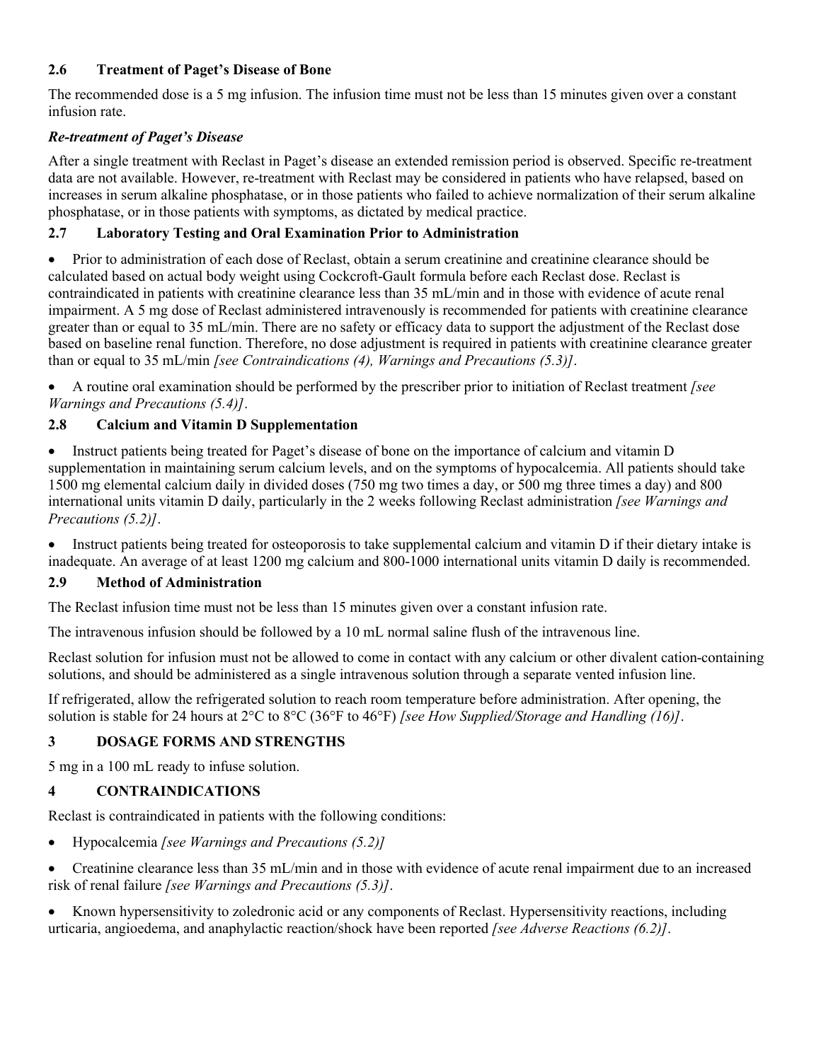### 2.6 Treatment of Paget's Disease of Bone

The recommended dose is a 5 mg infusion. The infusion time must not be less than 15 minutes given over a constant infusion rate.

***Re-treatment of Paget's Disease***

After a single treatment with Reclast in Paget's disease an extended remission period is observed. Specific re-treatment data are not available. However, re-treatment with Reclast may be considered in patients who have relapsed, based on increases in serum alkaline phosphatase, or in those patients who failed to achieve normalization of their serum alkaline phosphatase, or in those patients with symptoms, as dictated by medical practice.

### 2.7 Laboratory Testing and Oral Examination Prior to Administration

- Prior to administration of each dose of Reclast, obtain a serum creatinine and creatinine clearance should be calculated based on actual body weight using Cockcroft-Gault formula before each Reclast dose. Reclast is contraindicated in patients with creatinine clearance less than 35 mL/min and in those with evidence of acute renal impairment. A 5 mg dose of Reclast administered intravenously is recommended for patients with creatinine clearance greater than or equal to 35 mL/min. There are no safety or efficacy data to support the adjustment of the Reclast dose based on baseline renal function. Therefore, no dose adjustment is required in patients with creatinine clearance greater than or equal to 35 mL/min *[see Contraindications (4), Warnings and Precautions (5.3)]*.
- A routine oral examination should be performed by the prescriber prior to initiation of Reclast treatment *[see Warnings and Precautions (5.4)]*.

### 2.8 Calcium and Vitamin D Supplementation

- Instruct patients being treated for Paget's disease of bone on the importance of calcium and vitamin D supplementation in maintaining serum calcium levels, and on the symptoms of hypocalcemia. All patients should take 1500 mg elemental calcium daily in divided doses (750 mg two times a day, or 500 mg three times a day) and 800 international units vitamin D daily, particularly in the 2 weeks following Reclast administration *[see Warnings and Precautions (5.2)]*.
- Instruct patients being treated for osteoporosis to take supplemental calcium and vitamin D if their dietary intake is inadequate. An average of at least 1200 mg calcium and 800-1000 international units vitamin D daily is recommended.

### 2.9 Method of Administration

The Reclast infusion time must not be less than 15 minutes given over a constant infusion rate.

The intravenous infusion should be followed by a 10 mL normal saline flush of the intravenous line.

Reclast solution for infusion must not be allowed to come in contact with any calcium or other divalent cation-containing solutions, and should be administered as a single intravenous solution through a separate vented infusion line.

If refrigerated, allow the refrigerated solution to reach room temperature before administration. After opening, the solution is stable for 24 hours at 2°C to 8°C (36°F to 46°F) *[see How Supplied/Storage and Handling (16)]*.

## 3 DOSAGE FORMS AND STRENGTHS

5 mg in a 100 mL ready to infuse solution.

## 4 CONTRAINDICATIONS

Reclast is contraindicated in patients with the following conditions:

- Hypocalcemia *[see Warnings and Precautions (5.2)]*
- Creatinine clearance less than 35 mL/min and in those with evidence of acute renal impairment due to an increased risk of renal failure *[see Warnings and Precautions (5.3)]*.
- Known hypersensitivity to zoledronic acid or any components of Reclast. Hypersensitivity reactions, including urticaria, angioedema, and anaphylactic reaction/shock have been reported *[see Adverse Reactions (6.2)]*.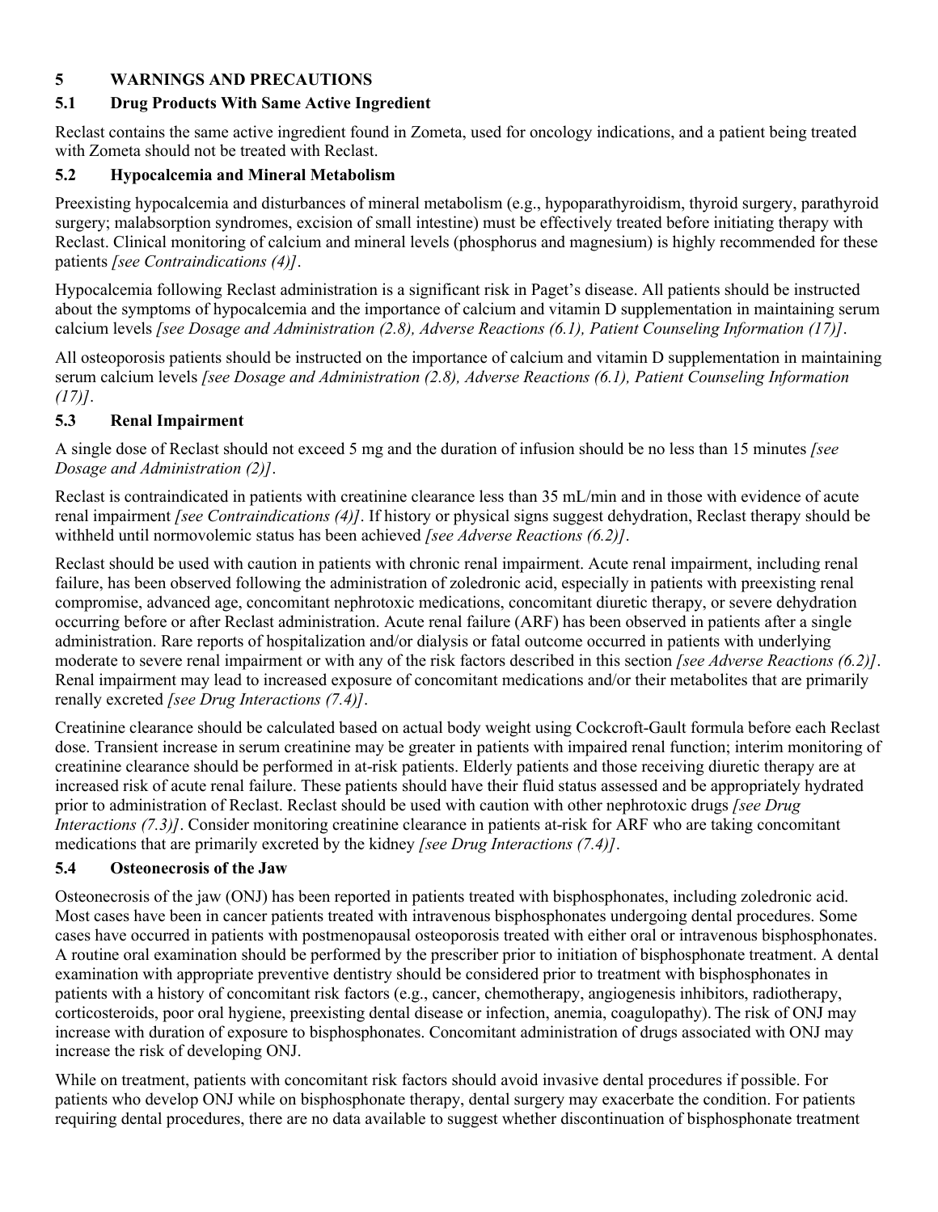## 5 WARNINGS AND PRECAUTIONS

### 5.1 Drug Products With Same Active Ingredient

Reclast contains the same active ingredient found in Zometa, used for oncology indications, and a patient being treated with Zometa should not be treated with Reclast.

### 5.2 Hypocalcemia and Mineral Metabolism

Preexisting hypocalcemia and disturbances of mineral metabolism (e.g., hypoparathyroidism, thyroid surgery, parathyroid surgery; malabsorption syndromes, excision of small intestine) must be effectively treated before initiating therapy with Reclast. Clinical monitoring of calcium and mineral levels (phosphorus and magnesium) is highly recommended for these patients *[see Contraindications (4)]*.

Hypocalcemia following Reclast administration is a significant risk in Paget's disease. All patients should be instructed about the symptoms of hypocalcemia and the importance of calcium and vitamin D supplementation in maintaining serum calcium levels *[see Dosage and Administration (2.8), Adverse Reactions (6.1), Patient Counseling Information (17)]*.

All osteoporosis patients should be instructed on the importance of calcium and vitamin D supplementation in maintaining serum calcium levels *[see Dosage and Administration (2.8), Adverse Reactions (6.1), Patient Counseling Information (17)]*.

### 5.3 Renal Impairment

A single dose of Reclast should not exceed 5 mg and the duration of infusion should be no less than 15 minutes *[see Dosage and Administration (2)]*.

Reclast is contraindicated in patients with creatinine clearance less than 35 mL/min and in those with evidence of acute renal impairment *[see Contraindications (4)]*. If history or physical signs suggest dehydration, Reclast therapy should be withheld until normovolemic status has been achieved *[see Adverse Reactions (6.2)]*.

Reclast should be used with caution in patients with chronic renal impairment. Acute renal impairment, including renal failure, has been observed following the administration of zoledronic acid, especially in patients with preexisting renal compromise, advanced age, concomitant nephrotoxic medications, concomitant diuretic therapy, or severe dehydration occurring before or after Reclast administration. Acute renal failure (ARF) has been observed in patients after a single administration. Rare reports of hospitalization and/or dialysis or fatal outcome occurred in patients with underlying moderate to severe renal impairment or with any of the risk factors described in this section *[see Adverse Reactions (6.2)]*. Renal impairment may lead to increased exposure of concomitant medications and/or their metabolites that are primarily renally excreted *[see Drug Interactions (7.4)]*.

Creatinine clearance should be calculated based on actual body weight using Cockcroft-Gault formula before each Reclast dose. Transient increase in serum creatinine may be greater in patients with impaired renal function; interim monitoring of creatinine clearance should be performed in at-risk patients. Elderly patients and those receiving diuretic therapy are at increased risk of acute renal failure. These patients should have their fluid status assessed and be appropriately hydrated prior to administration of Reclast. Reclast should be used with caution with other nephrotoxic drugs *[see Drug Interactions (7.3)]*. Consider monitoring creatinine clearance in patients at-risk for ARF who are taking concomitant medications that are primarily excreted by the kidney *[see Drug Interactions (7.4)]*.

### 5.4 Osteonecrosis of the Jaw

Osteonecrosis of the jaw (ONJ) has been reported in patients treated with bisphosphonates, including zoledronic acid. Most cases have been in cancer patients treated with intravenous bisphosphonates undergoing dental procedures. Some cases have occurred in patients with postmenopausal osteoporosis treated with either oral or intravenous bisphosphonates. A routine oral examination should be performed by the prescriber prior to initiation of bisphosphonate treatment. A dental examination with appropriate preventive dentistry should be considered prior to treatment with bisphosphonates in patients with a history of concomitant risk factors (e.g., cancer, chemotherapy, angiogenesis inhibitors, radiotherapy, corticosteroids, poor oral hygiene, preexisting dental disease or infection, anemia, coagulopathy). The risk of ONJ may increase with duration of exposure to bisphosphonates. Concomitant administration of drugs associated with ONJ may increase the risk of developing ONJ.

While on treatment, patients with concomitant risk factors should avoid invasive dental procedures if possible. For patients who develop ONJ while on bisphosphonate therapy, dental surgery may exacerbate the condition. For patients requiring dental procedures, there are no data available to suggest whether discontinuation of bisphosphonate treatment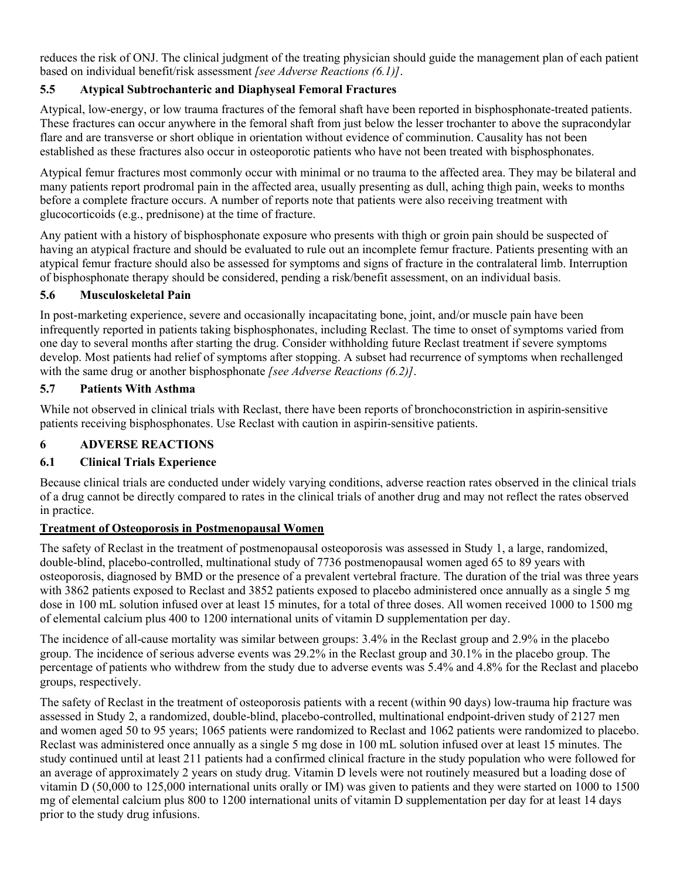reduces the risk of ONJ. The clinical judgment of the treating physician should guide the management plan of each patient based on individual benefit/risk assessment *[see Adverse Reactions (6.1)]*.

### 5.5 Atypical Subtrochanteric and Diaphyseal Femoral Fractures

Atypical, low-energy, or low trauma fractures of the femoral shaft have been reported in bisphosphonate-treated patients. These fractures can occur anywhere in the femoral shaft from just below the lesser trochanter to above the supracondylar flare and are transverse or short oblique in orientation without evidence of comminution. Causality has not been established as these fractures also occur in osteoporotic patients who have not been treated with bisphosphonates.

Atypical femur fractures most commonly occur with minimal or no trauma to the affected area. They may be bilateral and many patients report prodromal pain in the affected area, usually presenting as dull, aching thigh pain, weeks to months before a complete fracture occurs. A number of reports note that patients were also receiving treatment with glucocorticoids (e.g., prednisone) at the time of fracture.

Any patient with a history of bisphosphonate exposure who presents with thigh or groin pain should be suspected of having an atypical fracture and should be evaluated to rule out an incomplete femur fracture. Patients presenting with an atypical femur fracture should also be assessed for symptoms and signs of fracture in the contralateral limb. Interruption of bisphosphonate therapy should be considered, pending a risk/benefit assessment, on an individual basis.

### 5.6 Musculoskeletal Pain

In post-marketing experience, severe and occasionally incapacitating bone, joint, and/or muscle pain have been infrequently reported in patients taking bisphosphonates, including Reclast. The time to onset of symptoms varied from one day to several months after starting the drug. Consider withholding future Reclast treatment if severe symptoms develop. Most patients had relief of symptoms after stopping. A subset had recurrence of symptoms when rechallenged with the same drug or another bisphosphonate *[see Adverse Reactions (6.2)]*.

### 5.7 Patients With Asthma

While not observed in clinical trials with Reclast, there have been reports of bronchoconstriction in aspirin-sensitive patients receiving bisphosphonates. Use Reclast with caution in aspirin-sensitive patients.

## 6 ADVERSE REACTIONS

### 6.1 Clinical Trials Experience

Because clinical trials are conducted under widely varying conditions, adverse reaction rates observed in the clinical trials of a drug cannot be directly compared to rates in the clinical trials of another drug and may not reflect the rates observed in practice.

**Treatment of Osteoporosis in Postmenopausal Women**

The safety of Reclast in the treatment of postmenopausal osteoporosis was assessed in Study 1, a large, randomized, double-blind, placebo-controlled, multinational study of 7736 postmenopausal women aged 65 to 89 years with osteoporosis, diagnosed by BMD or the presence of a prevalent vertebral fracture. The duration of the trial was three years with 3862 patients exposed to Reclast and 3852 patients exposed to placebo administered once annually as a single 5 mg dose in 100 mL solution infused over at least 15 minutes, for a total of three doses. All women received 1000 to 1500 mg of elemental calcium plus 400 to 1200 international units of vitamin D supplementation per day.

The incidence of all-cause mortality was similar between groups: 3.4% in the Reclast group and 2.9% in the placebo group. The incidence of serious adverse events was 29.2% in the Reclast group and 30.1% in the placebo group. The percentage of patients who withdrew from the study due to adverse events was 5.4% and 4.8% for the Reclast and placebo groups, respectively.

The safety of Reclast in the treatment of osteoporosis patients with a recent (within 90 days) low-trauma hip fracture was assessed in Study 2, a randomized, double-blind, placebo-controlled, multinational endpoint-driven study of 2127 men and women aged 50 to 95 years; 1065 patients were randomized to Reclast and 1062 patients were randomized to placebo. Reclast was administered once annually as a single 5 mg dose in 100 mL solution infused over at least 15 minutes. The study continued until at least 211 patients had a confirmed clinical fracture in the study population who were followed for an average of approximately 2 years on study drug. Vitamin D levels were not routinely measured but a loading dose of vitamin D (50,000 to 125,000 international units orally or IM) was given to patients and they were started on 1000 to 1500 mg of elemental calcium plus 800 to 1200 international units of vitamin D supplementation per day for at least 14 days prior to the study drug infusions.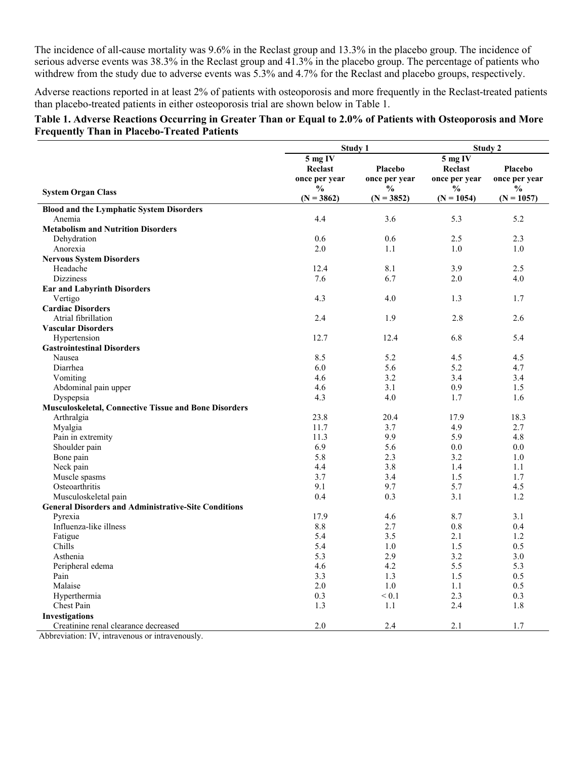The incidence of all-cause mortality was 9.6% in the Reclast group and 13.3% in the placebo group. The incidence of serious adverse events was 38.3% in the Reclast group and 41.3% in the placebo group. The percentage of patients who withdrew from the study due to adverse events was 5.3% and 4.7% for the Reclast and placebo groups, respectively.

Adverse reactions reported in at least 2% of patients with osteoporosis and more frequently in the Reclast-treated patients than placebo-treated patients in either osteoporosis trial are shown below in Table 1.

**Table 1. Adverse Reactions Occurring in Greater Than or Equal to 2.0% of Patients with Osteoporosis and More Frequently Than in Placebo-Treated Patients**

| | Study 1 | | Study 2 | |
|---|---|---|---|---|
| **System Organ Class** | **5 mg IV Reclast once per year % (N = 3862)** | **Placebo once per year % (N = 3852)** | **5 mg IV Reclast once per year % (N = 1054)** | **Placebo once per year % (N = 1057)** |
| **Blood and the Lymphatic System Disorders** | | | | |
| Anemia | 4.4 | 3.6 | 5.3 | 5.2 |
| **Metabolism and Nutrition Disorders** | | | | |
| Dehydration | 0.6 | 0.6 | 2.5 | 2.3 |
| Anorexia | 2.0 | 1.1 | 1.0 | 1.0 |
| **Nervous System Disorders** | | | | |
| Headache | 12.4 | 8.1 | 3.9 | 2.5 |
| Dizziness | 7.6 | 6.7 | 2.0 | 4.0 |
| **Ear and Labyrinth Disorders** | | | | |
| Vertigo | 4.3 | 4.0 | 1.3 | 1.7 |
| **Cardiac Disorders** | | | | |
| Atrial fibrillation | 2.4 | 1.9 | 2.8 | 2.6 |
| **Vascular Disorders** | | | | |
| Hypertension | 12.7 | 12.4 | 6.8 | 5.4 |
| **Gastrointestinal Disorders** | | | | |
| Nausea | 8.5 | 5.2 | 4.5 | 4.5 |
| Diarrhea | 6.0 | 5.6 | 5.2 | 4.7 |
| Vomiting | 4.6 | 3.2 | 3.4 | 3.4 |
| Abdominal pain upper | 4.6 | 3.1 | 0.9 | 1.5 |
| Dyspepsia | 4.3 | 4.0 | 1.7 | 1.6 |
| **Musculoskeletal, Connective Tissue and Bone Disorders** | | | | |
| Arthralgia | 23.8 | 20.4 | 17.9 | 18.3 |
| Myalgia | 11.7 | 3.7 | 4.9 | 2.7 |
| Pain in extremity | 11.3 | 9.9 | 5.9 | 4.8 |
| Shoulder pain | 6.9 | 5.6 | 0.0 | 0.0 |
| Bone pain | 5.8 | 2.3 | 3.2 | 1.0 |
| Neck pain | 4.4 | 3.8 | 1.4 | 1.1 |
| Muscle spasms | 3.7 | 3.4 | 1.5 | 1.7 |
| Osteoarthritis | 9.1 | 9.7 | 5.7 | 4.5 |
| Musculoskeletal pain | 0.4 | 0.3 | 3.1 | 1.2 |
| **General Disorders and Administrative-Site Conditions** | | | | |
| Pyrexia | 17.9 | 4.6 | 8.7 | 3.1 |
| Influenza-like illness | 8.8 | 2.7 | 0.8 | 0.4 |
| Fatigue | 5.4 | 3.5 | 2.1 | 1.2 |
| Chills | 5.4 | 1.0 | 1.5 | 0.5 |
| Asthenia | 5.3 | 2.9 | 3.2 | 3.0 |
| Peripheral edema | 4.6 | 4.2 | 5.5 | 5.3 |
| Pain | 3.3 | 1.3 | 1.5 | 0.5 |
| Malaise | 2.0 | 1.0 | 1.1 | 0.5 |
| Hyperthermia | 0.3 | < 0.1 | 2.3 | 0.3 |
| Chest Pain | 1.3 | 1.1 | 2.4 | 1.8 |
| **Investigations** | | | | |
| Creatinine renal clearance decreased | 2.0 | 2.4 | 2.1 | 1.7 |

Abbreviation: IV, intravenous or intravenously.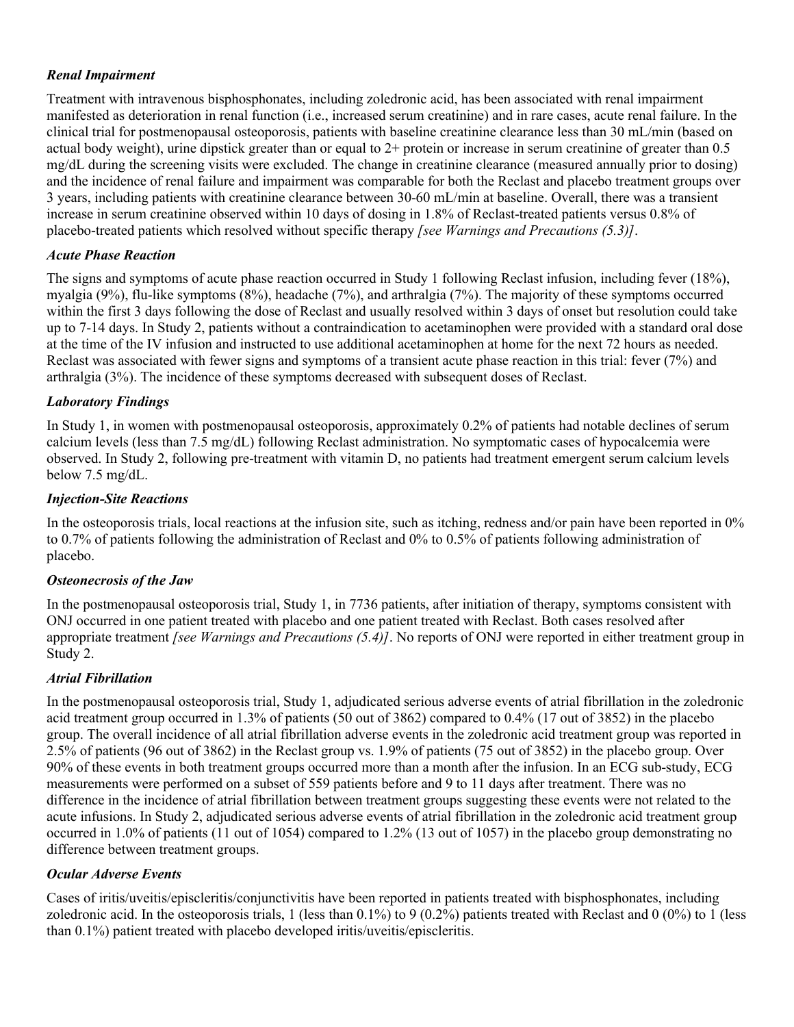### *Renal Impairment*

Treatment with intravenous bisphosphonates, including zoledronic acid, has been associated with renal impairment manifested as deterioration in renal function (i.e., increased serum creatinine) and in rare cases, acute renal failure. In the clinical trial for postmenopausal osteoporosis, patients with baseline creatinine clearance less than 30 mL/min (based on actual body weight), urine dipstick greater than or equal to 2+ protein or increase in serum creatinine of greater than 0.5 mg/dL during the screening visits were excluded. The change in creatinine clearance (measured annually prior to dosing) and the incidence of renal failure and impairment was comparable for both the Reclast and placebo treatment groups over 3 years, including patients with creatinine clearance between 30-60 mL/min at baseline. Overall, there was a transient increase in serum creatinine observed within 10 days of dosing in 1.8% of Reclast-treated patients versus 0.8% of placebo-treated patients which resolved without specific therapy *[see Warnings and Precautions (5.3)]*.

### *Acute Phase Reaction*

The signs and symptoms of acute phase reaction occurred in Study 1 following Reclast infusion, including fever (18%), myalgia (9%), flu-like symptoms (8%), headache (7%), and arthralgia (7%). The majority of these symptoms occurred within the first 3 days following the dose of Reclast and usually resolved within 3 days of onset but resolution could take up to 7-14 days. In Study 2, patients without a contraindication to acetaminophen were provided with a standard oral dose at the time of the IV infusion and instructed to use additional acetaminophen at home for the next 72 hours as needed. Reclast was associated with fewer signs and symptoms of a transient acute phase reaction in this trial: fever (7%) and arthralgia (3%). The incidence of these symptoms decreased with subsequent doses of Reclast.

### *Laboratory Findings*

In Study 1, in women with postmenopausal osteoporosis, approximately 0.2% of patients had notable declines of serum calcium levels (less than 7.5 mg/dL) following Reclast administration. No symptomatic cases of hypocalcemia were observed. In Study 2, following pre-treatment with vitamin D, no patients had treatment emergent serum calcium levels below 7.5 mg/dL.

### *Injection-Site Reactions*

In the osteoporosis trials, local reactions at the infusion site, such as itching, redness and/or pain have been reported in 0% to 0.7% of patients following the administration of Reclast and 0% to 0.5% of patients following administration of placebo.

### *Osteonecrosis of the Jaw*

In the postmenopausal osteoporosis trial, Study 1, in 7736 patients, after initiation of therapy, symptoms consistent with ONJ occurred in one patient treated with placebo and one patient treated with Reclast. Both cases resolved after appropriate treatment *[see Warnings and Precautions (5.4)]*. No reports of ONJ were reported in either treatment group in Study 2.

### *Atrial Fibrillation*

In the postmenopausal osteoporosis trial, Study 1, adjudicated serious adverse events of atrial fibrillation in the zoledronic acid treatment group occurred in 1.3% of patients (50 out of 3862) compared to 0.4% (17 out of 3852) in the placebo group. The overall incidence of all atrial fibrillation adverse events in the zoledronic acid treatment group was reported in 2.5% of patients (96 out of 3862) in the Reclast group vs. 1.9% of patients (75 out of 3852) in the placebo group. Over 90% of these events in both treatment groups occurred more than a month after the infusion. In an ECG sub-study, ECG measurements were performed on a subset of 559 patients before and 9 to 11 days after treatment. There was no difference in the incidence of atrial fibrillation between treatment groups suggesting these events were not related to the acute infusions. In Study 2, adjudicated serious adverse events of atrial fibrillation in the zoledronic acid treatment group occurred in 1.0% of patients (11 out of 1054) compared to 1.2% (13 out of 1057) in the placebo group demonstrating no difference between treatment groups.

### *Ocular Adverse Events*

Cases of iritis/uveitis/episcleritis/conjunctivitis have been reported in patients treated with bisphosphonates, including zoledronic acid. In the osteoporosis trials, 1 (less than 0.1%) to 9 (0.2%) patients treated with Reclast and 0 (0%) to 1 (less than 0.1%) patient treated with placebo developed iritis/uveitis/episcleritis.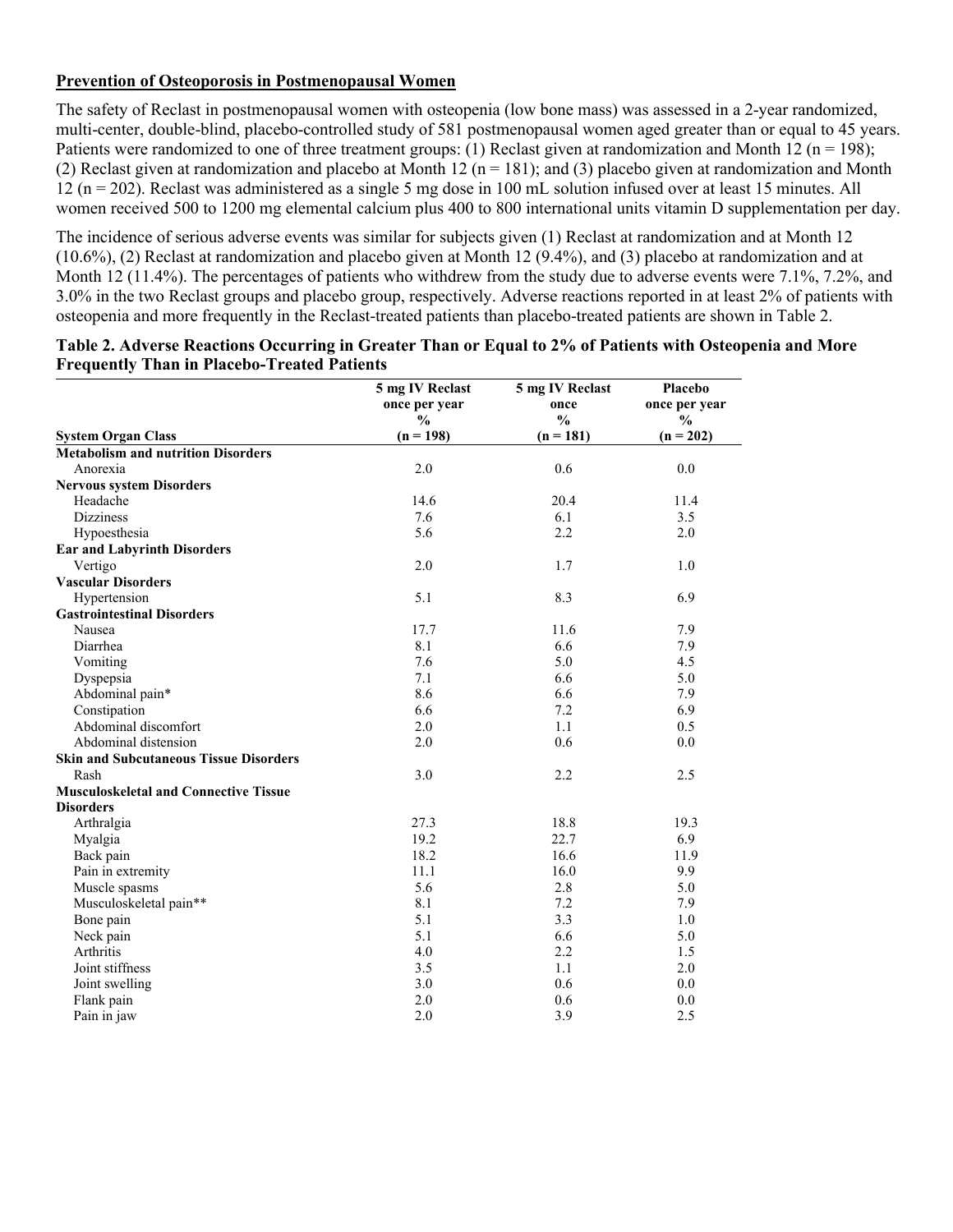**Prevention of Osteoporosis in Postmenopausal Women**

The safety of Reclast in postmenopausal women with osteopenia (low bone mass) was assessed in a 2-year randomized, multi-center, double-blind, placebo-controlled study of 581 postmenopausal women aged greater than or equal to 45 years. Patients were randomized to one of three treatment groups: (1) Reclast given at randomization and Month 12 (n = 198); (2) Reclast given at randomization and placebo at Month 12 (n = 181); and (3) placebo given at randomization and Month 12 (n = 202). Reclast was administered as a single 5 mg dose in 100 mL solution infused over at least 15 minutes. All women received 500 to 1200 mg elemental calcium plus 400 to 800 international units vitamin D supplementation per day.

The incidence of serious adverse events was similar for subjects given (1) Reclast at randomization and at Month 12 (10.6%), (2) Reclast at randomization and placebo given at Month 12 (9.4%), and (3) placebo at randomization and at Month 12 (11.4%). The percentages of patients who withdrew from the study due to adverse events were 7.1%, 7.2%, and 3.0% in the two Reclast groups and placebo group, respectively. Adverse reactions reported in at least 2% of patients with osteopenia and more frequently in the Reclast-treated patients than placebo-treated patients are shown in Table 2.

**Table 2. Adverse Reactions Occurring in Greater Than or Equal to 2% of Patients with Osteopenia and More Frequently Than in Placebo-Treated Patients**

| System Organ Class | 5 mg IV Reclast once per year % (n = 198) | 5 mg IV Reclast once % (n = 181) | Placebo once per year % (n = 202) |
|---|---|---|---|
| **Metabolism and nutrition Disorders** | | | |
| Anorexia | 2.0 | 0.6 | 0.0 |
| **Nervous system Disorders** | | | |
| Headache | 14.6 | 20.4 | 11.4 |
| Dizziness | 7.6 | 6.1 | 3.5 |
| Hypoesthesia | 5.6 | 2.2 | 2.0 |
| **Ear and Labyrinth Disorders** | | | |
| Vertigo | 2.0 | 1.7 | 1.0 |
| **Vascular Disorders** | | | |
| Hypertension | 5.1 | 8.3 | 6.9 |
| **Gastrointestinal Disorders** | | | |
| Nausea | 17.7 | 11.6 | 7.9 |
| Diarrhea | 8.1 | 6.6 | 7.9 |
| Vomiting | 7.6 | 5.0 | 4.5 |
| Dyspepsia | 7.1 | 6.6 | 5.0 |
| Abdominal pain* | 8.6 | 6.6 | 7.9 |
| Constipation | 6.6 | 7.2 | 6.9 |
| Abdominal discomfort | 2.0 | 1.1 | 0.5 |
| Abdominal distension | 2.0 | 0.6 | 0.0 |
| **Skin and Subcutaneous Tissue Disorders** | | | |
| Rash | 3.0 | 2.2 | 2.5 |
| **Musculoskeletal and Connective Tissue Disorders** | | | |
| Arthralgia | 27.3 | 18.8 | 19.3 |
| Myalgia | 19.2 | 22.7 | 6.9 |
| Back pain | 18.2 | 16.6 | 11.9 |
| Pain in extremity | 11.1 | 16.0 | 9.9 |
| Muscle spasms | 5.6 | 2.8 | 5.0 |
| Musculoskeletal pain** | 8.1 | 7.2 | 7.9 |
| Bone pain | 5.1 | 3.3 | 1.0 |
| Neck pain | 5.1 | 6.6 | 5.0 |
| Arthritis | 4.0 | 2.2 | 1.5 |
| Joint stiffness | 3.5 | 1.1 | 2.0 |
| Joint swelling | 3.0 | 0.6 | 0.0 |
| Flank pain | 2.0 | 0.6 | 0.0 |
| Pain in jaw | 2.0 | 3.9 | 2.5 |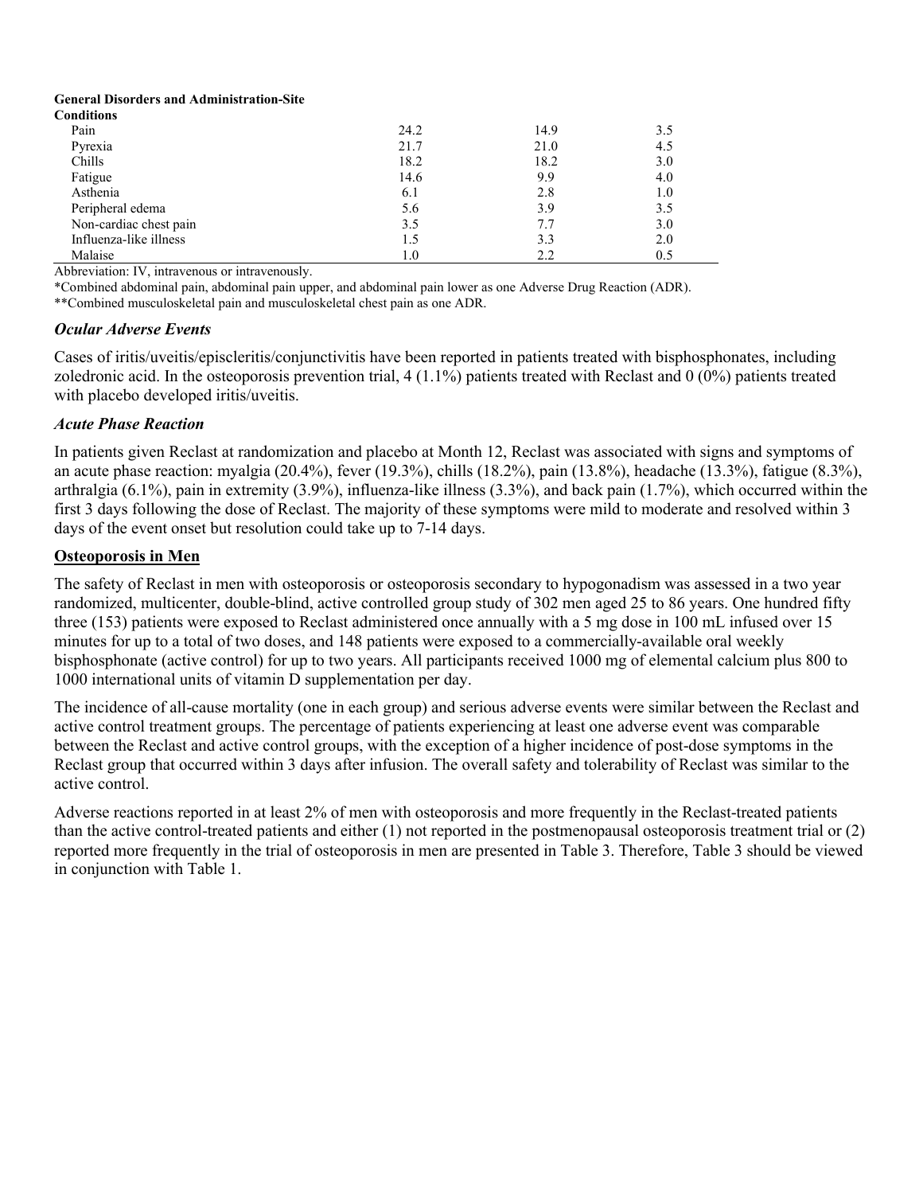| | | | |
|---|---|---|---|
| **General Disorders and Administration-Site Conditions** | | | |
| Pain | 24.2 | 14.9 | 3.5 |
| Pyrexia | 21.7 | 21.0 | 4.5 |
| Chills | 18.2 | 18.2 | 3.0 |
| Fatigue | 14.6 | 9.9 | 4.0 |
| Asthenia | 6.1 | 2.8 | 1.0 |
| Peripheral edema | 5.6 | 3.9 | 3.5 |
| Non-cardiac chest pain | 3.5 | 7.7 | 3.0 |
| Influenza-like illness | 1.5 | 3.3 | 2.0 |
| Malaise | 1.0 | 2.2 | 0.5 |

Abbreviation: IV, intravenous or intravenously.

*Combined abdominal pain, abdominal pain upper, and abdominal pain lower as one Adverse Drug Reaction (ADR).

**Combined musculoskeletal pain and musculoskeletal chest pain as one ADR.

### *Ocular Adverse Events*

Cases of iritis/uveitis/episcleritis/conjunctivitis have been reported in patients treated with bisphosphonates, including zoledronic acid. In the osteoporosis prevention trial, 4 (1.1%) patients treated with Reclast and 0 (0%) patients treated with placebo developed iritis/uveitis.

### *Acute Phase Reaction*

In patients given Reclast at randomization and placebo at Month 12, Reclast was associated with signs and symptoms of an acute phase reaction: myalgia (20.4%), fever (19.3%), chills (18.2%), pain (13.8%), headache (13.3%), fatigue (8.3%), arthralgia (6.1%), pain in extremity (3.9%), influenza-like illness (3.3%), and back pain (1.7%), which occurred within the first 3 days following the dose of Reclast. The majority of these symptoms were mild to moderate and resolved within 3 days of the event onset but resolution could take up to 7-14 days.

## Osteoporosis in Men

The safety of Reclast in men with osteoporosis or osteoporosis secondary to hypogonadism was assessed in a two year randomized, multicenter, double-blind, active controlled group study of 302 men aged 25 to 86 years. One hundred fifty three (153) patients were exposed to Reclast administered once annually with a 5 mg dose in 100 mL infused over 15 minutes for up to a total of two doses, and 148 patients were exposed to a commercially-available oral weekly bisphosphonate (active control) for up to two years. All participants received 1000 mg of elemental calcium plus 800 to 1000 international units of vitamin D supplementation per day.

The incidence of all-cause mortality (one in each group) and serious adverse events were similar between the Reclast and active control treatment groups. The percentage of patients experiencing at least one adverse event was comparable between the Reclast and active control groups, with the exception of a higher incidence of post-dose symptoms in the Reclast group that occurred within 3 days after infusion. The overall safety and tolerability of Reclast was similar to the active control.

Adverse reactions reported in at least 2% of men with osteoporosis and more frequently in the Reclast-treated patients than the active control-treated patients and either (1) not reported in the postmenopausal osteoporosis treatment trial or (2) reported more frequently in the trial of osteoporosis in men are presented in Table 3. Therefore, Table 3 should be viewed in conjunction with Table 1.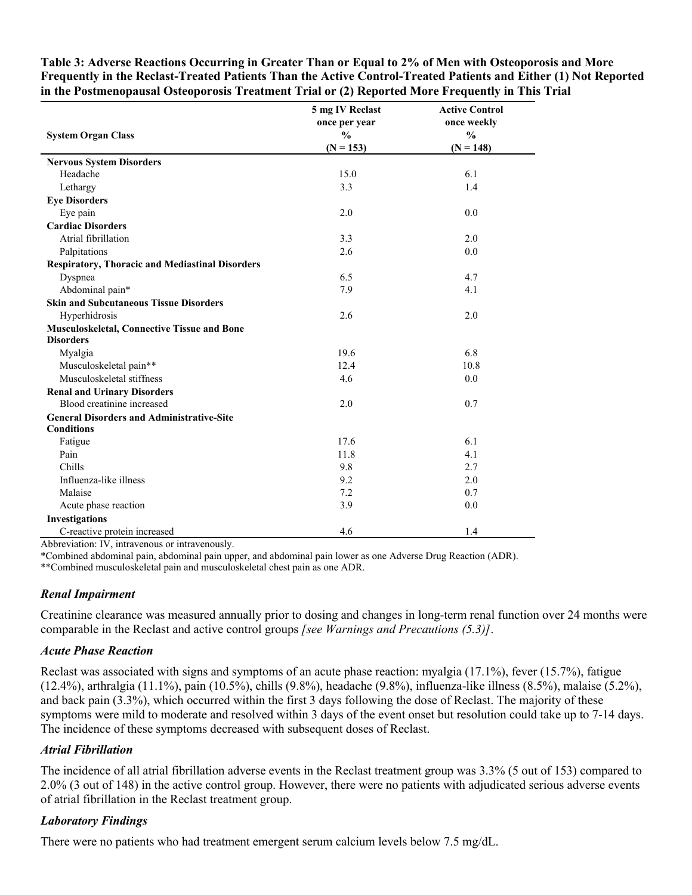**Table 3: Adverse Reactions Occurring in Greater Than or Equal to 2% of Men with Osteoporosis and More Frequently in the Reclast-Treated Patients Than the Active Control-Treated Patients and Either (1) Not Reported in the Postmenopausal Osteoporosis Treatment Trial or (2) Reported More Frequently in This Trial**

| System Organ Class | 5 mg IV Reclast once per year % (N = 153) | Active Control once weekly % (N = 148) |
|---|---|---|
| **Nervous System Disorders** | | |
| Headache | 15.0 | 6.1 |
| Lethargy | 3.3 | 1.4 |
| **Eye Disorders** | | |
| Eye pain | 2.0 | 0.0 |
| **Cardiac Disorders** | | |
| Atrial fibrillation | 3.3 | 2.0 |
| Palpitations | 2.6 | 0.0 |
| **Respiratory, Thoracic and Mediastinal Disorders** | | |
| Dyspnea | 6.5 | 4.7 |
| Abdominal pain* | 7.9 | 4.1 |
| **Skin and Subcutaneous Tissue Disorders** | | |
| Hyperhidrosis | 2.6 | 2.0 |
| **Musculoskeletal, Connective Tissue and Bone Disorders** | | |
| Myalgia | 19.6 | 6.8 |
| Musculoskeletal pain** | 12.4 | 10.8 |
| Musculoskeletal stiffness | 4.6 | 0.0 |
| **Renal and Urinary Disorders** | | |
| Blood creatinine increased | 2.0 | 0.7 |
| **General Disorders and Administrative-Site Conditions** | | |
| Fatigue | 17.6 | 6.1 |
| Pain | 11.8 | 4.1 |
| Chills | 9.8 | 2.7 |
| Influenza-like illness | 9.2 | 2.0 |
| Malaise | 7.2 | 0.7 |
| Acute phase reaction | 3.9 | 0.0 |
| **Investigations** | | |
| C-reactive protein increased | 4.6 | 1.4 |

Abbreviation: IV, intravenous or intravenously.

*Combined abdominal pain, abdominal pain upper, and abdominal pain lower as one Adverse Drug Reaction (ADR).

**Combined musculoskeletal pain and musculoskeletal chest pain as one ADR.

### *Renal Impairment*

Creatinine clearance was measured annually prior to dosing and changes in long-term renal function over 24 months were comparable in the Reclast and active control groups *[see Warnings and Precautions (5.3)]*.

### *Acute Phase Reaction*

Reclast was associated with signs and symptoms of an acute phase reaction: myalgia (17.1%), fever (15.7%), fatigue (12.4%), arthralgia (11.1%), pain (10.5%), chills (9.8%), headache (9.8%), influenza-like illness (8.5%), malaise (5.2%), and back pain (3.3%), which occurred within the first 3 days following the dose of Reclast. The majority of these symptoms were mild to moderate and resolved within 3 days of the event onset but resolution could take up to 7-14 days. The incidence of these symptoms decreased with subsequent doses of Reclast.

### *Atrial Fibrillation*

The incidence of all atrial fibrillation adverse events in the Reclast treatment group was 3.3% (5 out of 153) compared to 2.0% (3 out of 148) in the active control group. However, there were no patients with adjudicated serious adverse events of atrial fibrillation in the Reclast treatment group.

### *Laboratory Findings*

There were no patients who had treatment emergent serum calcium levels below 7.5 mg/dL.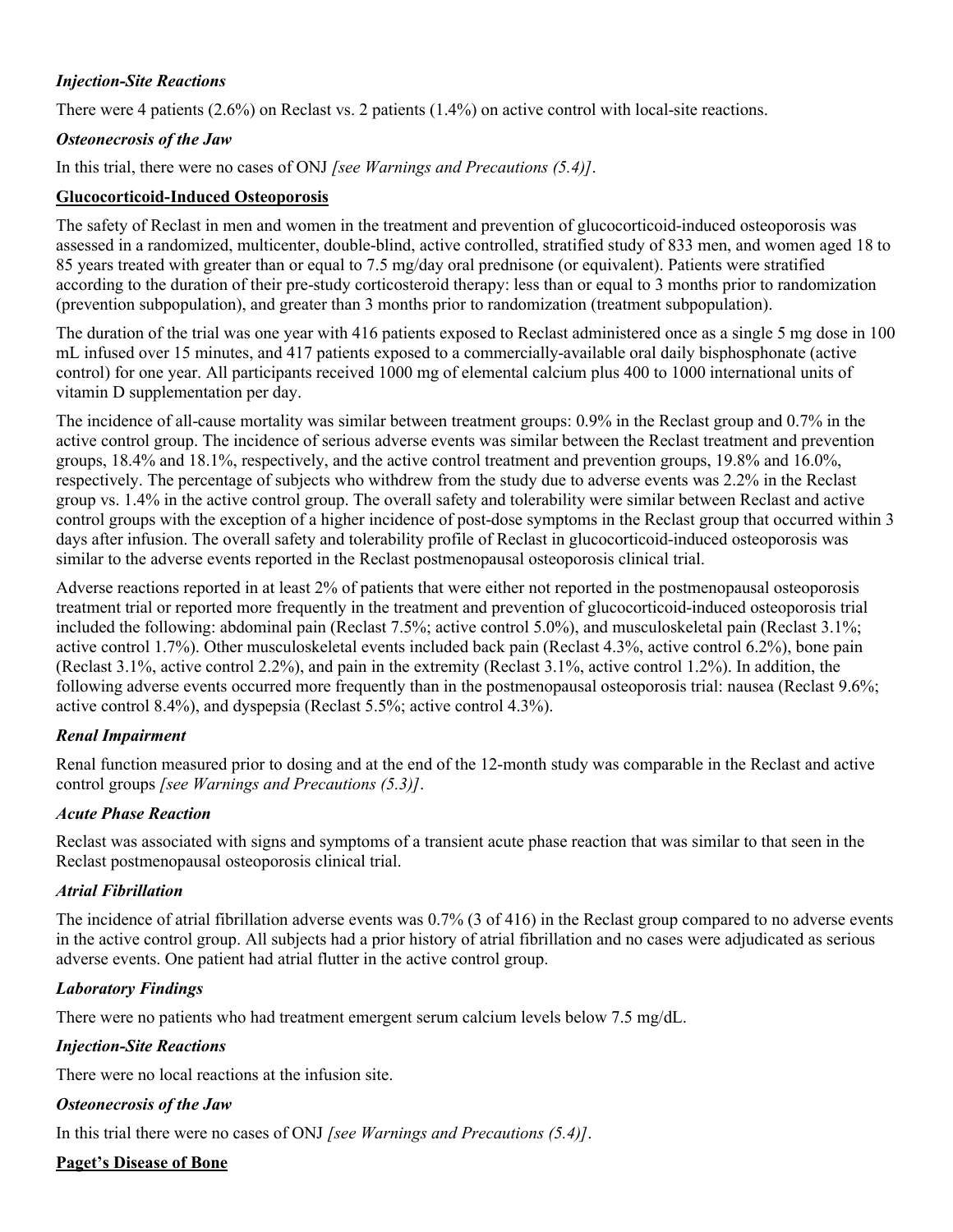***Injection-Site Reactions***

There were 4 patients (2.6%) on Reclast vs. 2 patients (1.4%) on active control with local-site reactions.

***Osteonecrosis of the Jaw***

In this trial, there were no cases of ONJ *[see Warnings and Precautions (5.4)]*.

**Glucocorticoid-Induced Osteoporosis**

The safety of Reclast in men and women in the treatment and prevention of glucocorticoid-induced osteoporosis was assessed in a randomized, multicenter, double-blind, active controlled, stratified study of 833 men, and women aged 18 to 85 years treated with greater than or equal to 7.5 mg/day oral prednisone (or equivalent). Patients were stratified according to the duration of their pre-study corticosteroid therapy: less than or equal to 3 months prior to randomization (prevention subpopulation), and greater than 3 months prior to randomization (treatment subpopulation).

The duration of the trial was one year with 416 patients exposed to Reclast administered once as a single 5 mg dose in 100 mL infused over 15 minutes, and 417 patients exposed to a commercially-available oral daily bisphosphonate (active control) for one year. All participants received 1000 mg of elemental calcium plus 400 to 1000 international units of vitamin D supplementation per day.

The incidence of all-cause mortality was similar between treatment groups: 0.9% in the Reclast group and 0.7% in the active control group. The incidence of serious adverse events was similar between the Reclast treatment and prevention groups, 18.4% and 18.1%, respectively, and the active control treatment and prevention groups, 19.8% and 16.0%, respectively. The percentage of subjects who withdrew from the study due to adverse events was 2.2% in the Reclast group vs. 1.4% in the active control group. The overall safety and tolerability were similar between Reclast and active control groups with the exception of a higher incidence of post-dose symptoms in the Reclast group that occurred within 3 days after infusion. The overall safety and tolerability profile of Reclast in glucocorticoid-induced osteoporosis was similar to the adverse events reported in the Reclast postmenopausal osteoporosis clinical trial.

Adverse reactions reported in at least 2% of patients that were either not reported in the postmenopausal osteoporosis treatment trial or reported more frequently in the treatment and prevention of glucocorticoid-induced osteoporosis trial included the following: abdominal pain (Reclast 7.5%; active control 5.0%), and musculoskeletal pain (Reclast 3.1%; active control 1.7%). Other musculoskeletal events included back pain (Reclast 4.3%, active control 6.2%), bone pain (Reclast 3.1%, active control 2.2%), and pain in the extremity (Reclast 3.1%, active control 1.2%). In addition, the following adverse events occurred more frequently than in the postmenopausal osteoporosis trial: nausea (Reclast 9.6%; active control 8.4%), and dyspepsia (Reclast 5.5%; active control 4.3%).

***Renal Impairment***

Renal function measured prior to dosing and at the end of the 12-month study was comparable in the Reclast and active control groups *[see Warnings and Precautions (5.3)]*.

***Acute Phase Reaction***

Reclast was associated with signs and symptoms of a transient acute phase reaction that was similar to that seen in the Reclast postmenopausal osteoporosis clinical trial.

***Atrial Fibrillation***

The incidence of atrial fibrillation adverse events was 0.7% (3 of 416) in the Reclast group compared to no adverse events in the active control group. All subjects had a prior history of atrial fibrillation and no cases were adjudicated as serious adverse events. One patient had atrial flutter in the active control group.

***Laboratory Findings***

There were no patients who had treatment emergent serum calcium levels below 7.5 mg/dL.

***Injection-Site Reactions***

There were no local reactions at the infusion site.

***Osteonecrosis of the Jaw***

In this trial there were no cases of ONJ *[see Warnings and Precautions (5.4)]*.

**Paget's Disease of Bone**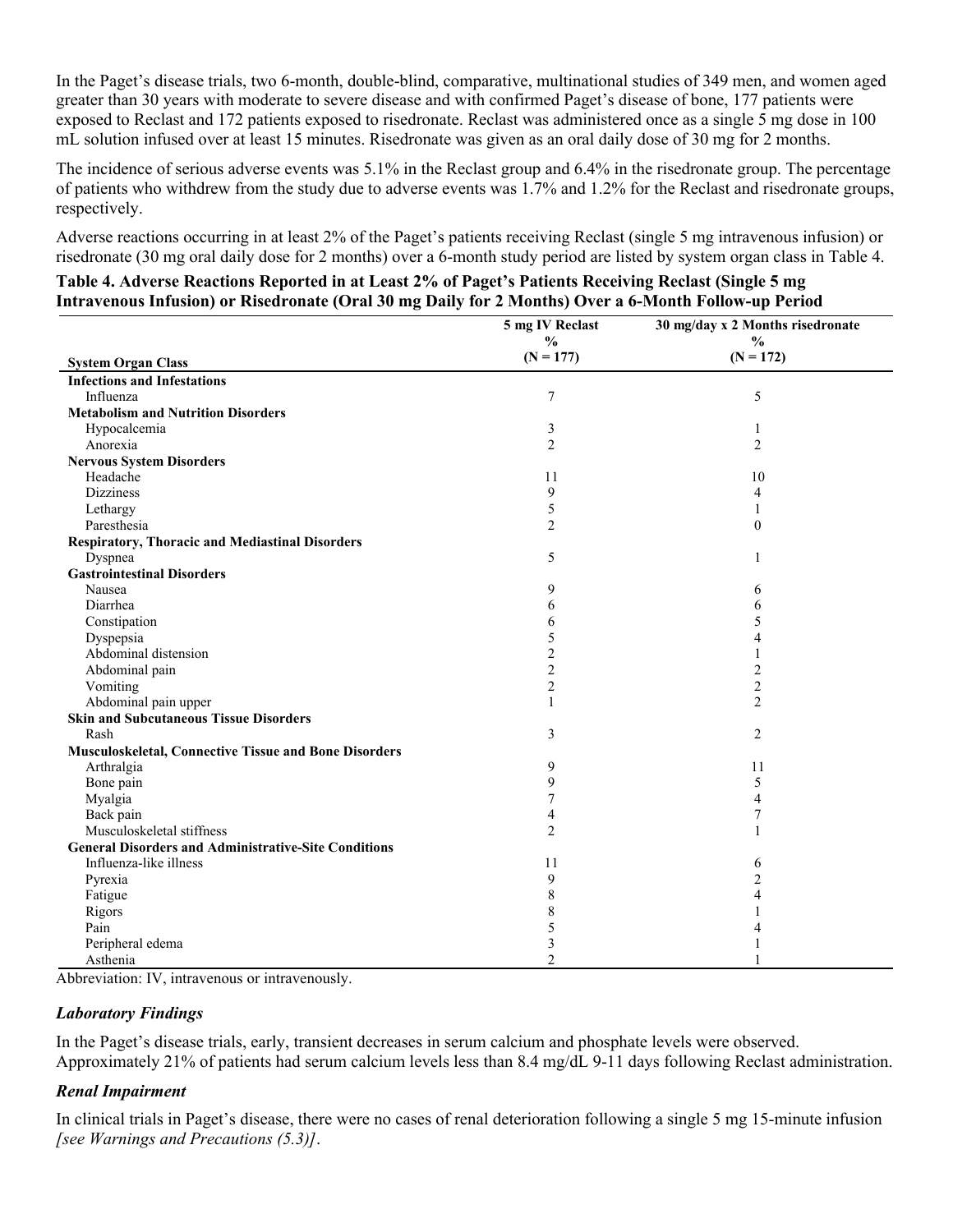In the Paget's disease trials, two 6-month, double-blind, comparative, multinational studies of 349 men, and women aged greater than 30 years with moderate to severe disease and with confirmed Paget's disease of bone, 177 patients were exposed to Reclast and 172 patients exposed to risedronate. Reclast was administered once as a single 5 mg dose in 100 mL solution infused over at least 15 minutes. Risedronate was given as an oral daily dose of 30 mg for 2 months.

The incidence of serious adverse events was 5.1% in the Reclast group and 6.4% in the risedronate group. The percentage of patients who withdrew from the study due to adverse events was 1.7% and 1.2% for the Reclast and risedronate groups, respectively.

Adverse reactions occurring in at least 2% of the Paget's patients receiving Reclast (single 5 mg intravenous infusion) or risedronate (30 mg oral daily dose for 2 months) over a 6-month study period are listed by system organ class in Table 4.

**Table 4. Adverse Reactions Reported in at Least 2% of Paget's Patients Receiving Reclast (Single 5 mg Intravenous Infusion) or Risedronate (Oral 30 mg Daily for 2 Months) Over a 6-Month Follow-up Period**

| System Organ Class | 5 mg IV Reclast % (N = 177) | 30 mg/day x 2 Months risedronate % (N = 172) |
|---|---|---|
| **Infections and Infestations** | | |
| Influenza | 7 | 5 |
| **Metabolism and Nutrition Disorders** | | |
| Hypocalcemia | 3 | 1 |
| Anorexia | 2 | 2 |
| **Nervous System Disorders** | | |
| Headache | 11 | 10 |
| Dizziness | 9 | 4 |
| Lethargy | 5 | 1 |
| Paresthesia | 2 | 0 |
| **Respiratory, Thoracic and Mediastinal Disorders** | | |
| Dyspnea | 5 | 1 |
| **Gastrointestinal Disorders** | | |
| Nausea | 9 | 6 |
| Diarrhea | 6 | 6 |
| Constipation | 6 | 5 |
| Dyspepsia | 5 | 4 |
| Abdominal distension | 2 | 1 |
| Abdominal pain | 2 | 2 |
| Vomiting | 2 | 2 |
| Abdominal pain upper | 1 | 2 |
| **Skin and Subcutaneous Tissue Disorders** | | |
| Rash | 3 | 2 |
| **Musculoskeletal, Connective Tissue and Bone Disorders** | | |
| Arthralgia | 9 | 11 |
| Bone pain | 9 | 5 |
| Myalgia | 7 | 4 |
| Back pain | 4 | 7 |
| Musculoskeletal stiffness | 2 | 1 |
| **General Disorders and Administrative-Site Conditions** | | |
| Influenza-like illness | 11 | 6 |
| Pyrexia | 9 | 2 |
| Fatigue | 8 | 4 |
| Rigors | 8 | 1 |
| Pain | 5 | 4 |
| Peripheral edema | 3 | 1 |
| Asthenia | 2 | 1 |

Abbreviation: IV, intravenous or intravenously.

### *Laboratory Findings*

In the Paget's disease trials, early, transient decreases in serum calcium and phosphate levels were observed. Approximately 21% of patients had serum calcium levels less than 8.4 mg/dL 9-11 days following Reclast administration.

### *Renal Impairment*

In clinical trials in Paget's disease, there were no cases of renal deterioration following a single 5 mg 15-minute infusion *[see Warnings and Precautions (5.3)]*.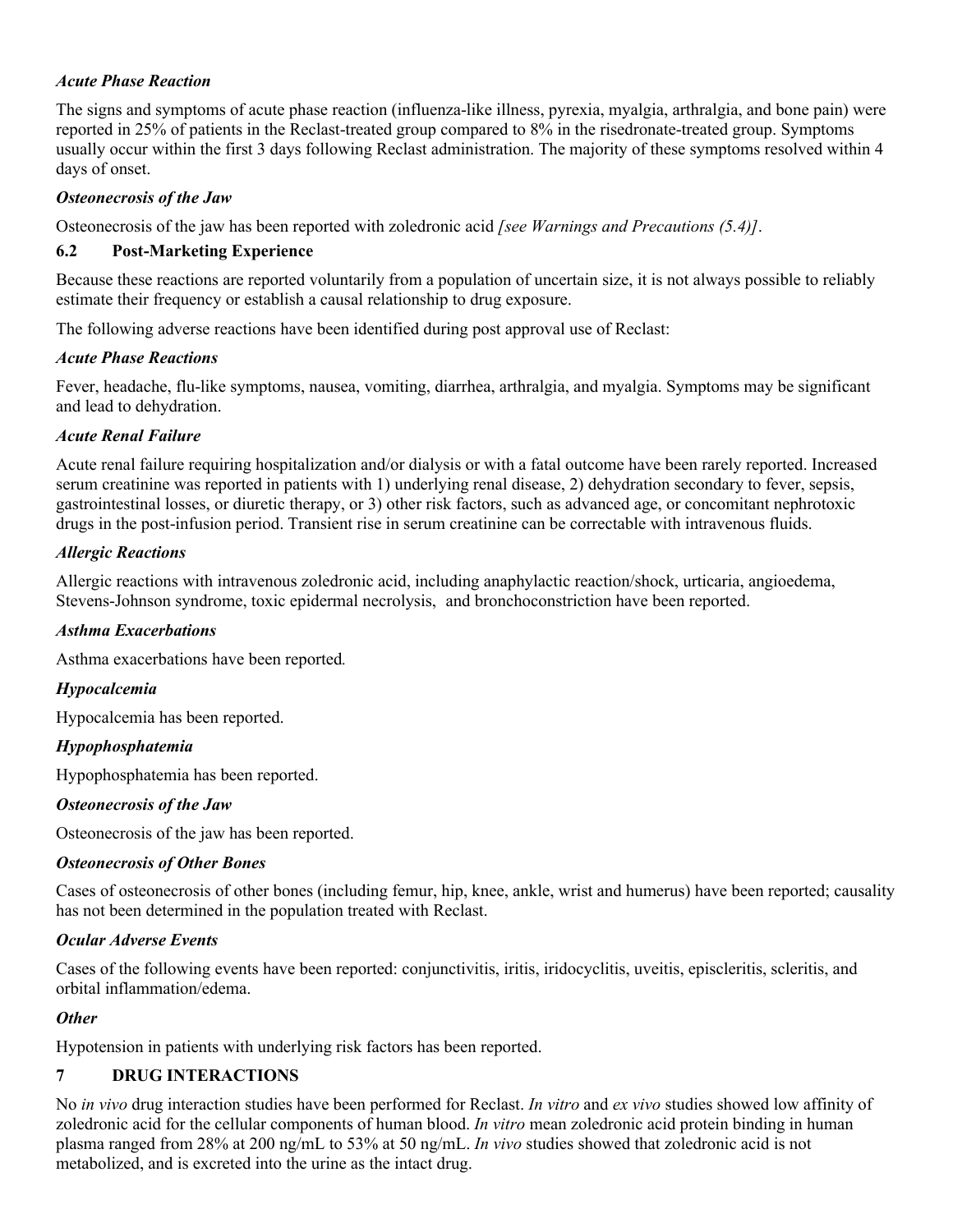***Acute Phase Reaction***

The signs and symptoms of acute phase reaction (influenza-like illness, pyrexia, myalgia, arthralgia, and bone pain) were reported in 25% of patients in the Reclast-treated group compared to 8% in the risedronate-treated group. Symptoms usually occur within the first 3 days following Reclast administration. The majority of these symptoms resolved within 4 days of onset.

***Osteonecrosis of the Jaw***

Osteonecrosis of the jaw has been reported with zoledronic acid *[see Warnings and Precautions (5.4)]*.

## 6.2 Post-Marketing Experience

Because these reactions are reported voluntarily from a population of uncertain size, it is not always possible to reliably estimate their frequency or establish a causal relationship to drug exposure.

The following adverse reactions have been identified during post approval use of Reclast:

***Acute Phase Reactions***

Fever, headache, flu-like symptoms, nausea, vomiting, diarrhea, arthralgia, and myalgia. Symptoms may be significant and lead to dehydration.

***Acute Renal Failure***

Acute renal failure requiring hospitalization and/or dialysis or with a fatal outcome have been rarely reported. Increased serum creatinine was reported in patients with 1) underlying renal disease, 2) dehydration secondary to fever, sepsis, gastrointestinal losses, or diuretic therapy, or 3) other risk factors, such as advanced age, or concomitant nephrotoxic drugs in the post-infusion period. Transient rise in serum creatinine can be correctable with intravenous fluids.

***Allergic Reactions***

Allergic reactions with intravenous zoledronic acid, including anaphylactic reaction/shock, urticaria, angioedema, Stevens-Johnson syndrome, toxic epidermal necrolysis, and bronchoconstriction have been reported.

***Asthma Exacerbations***

Asthma exacerbations have been reported.

***Hypocalcemia***

Hypocalcemia has been reported.

***Hypophosphatemia***

Hypophosphatemia has been reported.

***Osteonecrosis of the Jaw***

Osteonecrosis of the jaw has been reported.

***Osteonecrosis of Other Bones***

Cases of osteonecrosis of other bones (including femur, hip, knee, ankle, wrist and humerus) have been reported; causality has not been determined in the population treated with Reclast.

***Ocular Adverse Events***

Cases of the following events have been reported: conjunctivitis, iritis, iridocyclitis, uveitis, episcleritis, scleritis, and orbital inflammation/edema.

***Other***

Hypotension in patients with underlying risk factors has been reported.

# 7 DRUG INTERACTIONS

No *in vivo* drug interaction studies have been performed for Reclast. *In vitro* and *ex vivo* studies showed low affinity of zoledronic acid for the cellular components of human blood. *In vitro* mean zoledronic acid protein binding in human plasma ranged from 28% at 200 ng/mL to 53% at 50 ng/mL. *In vivo* studies showed that zoledronic acid is not metabolized, and is excreted into the urine as the intact drug.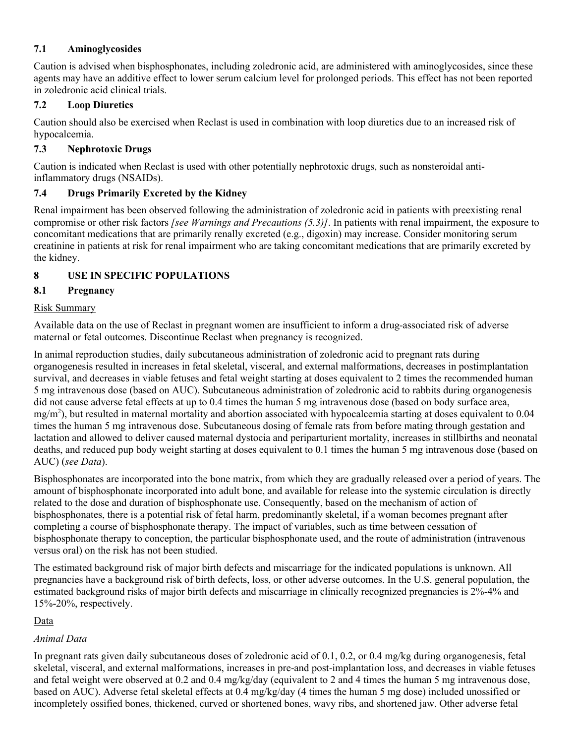### 7.1 Aminoglycosides

Caution is advised when bisphosphonates, including zoledronic acid, are administered with aminoglycosides, since these agents may have an additive effect to lower serum calcium level for prolonged periods. This effect has not been reported in zoledronic acid clinical trials.

### 7.2 Loop Diuretics

Caution should also be exercised when Reclast is used in combination with loop diuretics due to an increased risk of hypocalcemia.

### 7.3 Nephrotoxic Drugs

Caution is indicated when Reclast is used with other potentially nephrotoxic drugs, such as nonsteroidal anti-inflammatory drugs (NSAIDs).

### 7.4 Drugs Primarily Excreted by the Kidney

Renal impairment has been observed following the administration of zoledronic acid in patients with preexisting renal compromise or other risk factors *[see Warnings and Precautions (5.3)]*. In patients with renal impairment, the exposure to concomitant medications that are primarily renally excreted (e.g., digoxin) may increase. Consider monitoring serum creatinine in patients at risk for renal impairment who are taking concomitant medications that are primarily excreted by the kidney.

## 8 USE IN SPECIFIC POPULATIONS

### 8.1 Pregnancy

Risk Summary

Available data on the use of Reclast in pregnant women are insufficient to inform a drug-associated risk of adverse maternal or fetal outcomes. Discontinue Reclast when pregnancy is recognized.

In animal reproduction studies, daily subcutaneous administration of zoledronic acid to pregnant rats during organogenesis resulted in increases in fetal skeletal, visceral, and external malformations, decreases in postimplantation survival, and decreases in viable fetuses and fetal weight starting at doses equivalent to 2 times the recommended human 5 mg intravenous dose (based on AUC). Subcutaneous administration of zoledronic acid to rabbits during organogenesis did not cause adverse fetal effects at up to 0.4 times the human 5 mg intravenous dose (based on body surface area, $mg/m^2$), but resulted in maternal mortality and abortion associated with hypocalcemia starting at doses equivalent to 0.04 times the human 5 mg intravenous dose. Subcutaneous dosing of female rats from before mating through gestation and lactation and allowed to deliver caused maternal dystocia and periparturient mortality, increases in stillbirths and neonatal deaths, and reduced pup body weight starting at doses equivalent to 0.1 times the human 5 mg intravenous dose (based on AUC) (*see Data*).

Bisphosphonates are incorporated into the bone matrix, from which they are gradually released over a period of years. The amount of bisphosphonate incorporated into adult bone, and available for release into the systemic circulation is directly related to the dose and duration of bisphosphonate use. Consequently, based on the mechanism of action of bisphosphonates, there is a potential risk of fetal harm, predominantly skeletal, if a woman becomes pregnant after completing a course of bisphosphonate therapy. The impact of variables, such as time between cessation of bisphosphonate therapy to conception, the particular bisphosphonate used, and the route of administration (intravenous versus oral) on the risk has not been studied.

The estimated background risk of major birth defects and miscarriage for the indicated populations is unknown. All pregnancies have a background risk of birth defects, loss, or other adverse outcomes. In the U.S. general population, the estimated background risks of major birth defects and miscarriage in clinically recognized pregnancies is 2%-4% and 15%-20%, respectively.

Data

*Animal Data*

In pregnant rats given daily subcutaneous doses of zoledronic acid of 0.1, 0.2, or 0.4 mg/kg during organogenesis, fetal skeletal, visceral, and external malformations, increases in pre-and post-implantation loss, and decreases in viable fetuses and fetal weight were observed at 0.2 and 0.4 mg/kg/day (equivalent to 2 and 4 times the human 5 mg intravenous dose, based on AUC). Adverse fetal skeletal effects at 0.4 mg/kg/day (4 times the human 5 mg dose) included unossified or incompletely ossified bones, thickened, curved or shortened bones, wavy ribs, and shortened jaw. Other adverse fetal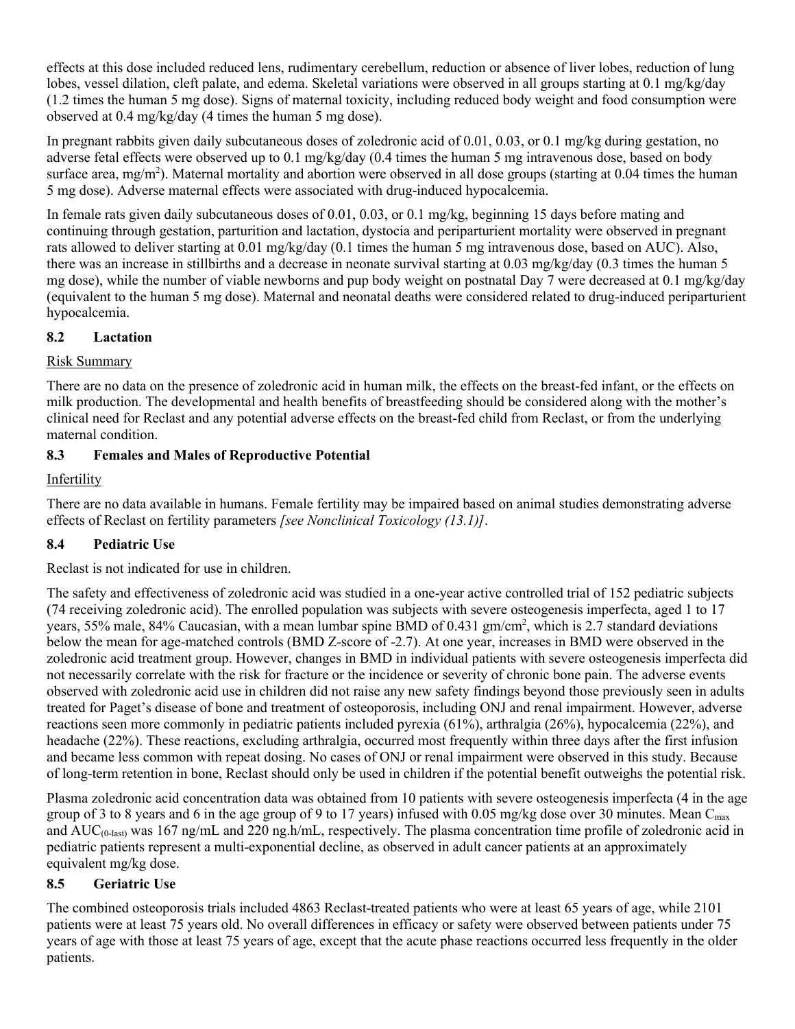effects at this dose included reduced lens, rudimentary cerebellum, reduction or absence of liver lobes, reduction of lung lobes, vessel dilation, cleft palate, and edema. Skeletal variations were observed in all groups starting at 0.1 mg/kg/day (1.2 times the human 5 mg dose). Signs of maternal toxicity, including reduced body weight and food consumption were observed at 0.4 mg/kg/day (4 times the human 5 mg dose).

In pregnant rabbits given daily subcutaneous doses of zoledronic acid of 0.01, 0.03, or 0.1 mg/kg during gestation, no adverse fetal effects were observed up to 0.1 mg/kg/day (0.4 times the human 5 mg intravenous dose, based on body surface area, $mg/m^2$). Maternal mortality and abortion were observed in all dose groups (starting at 0.04 times the human 5 mg dose). Adverse maternal effects were associated with drug-induced hypocalcemia.

In female rats given daily subcutaneous doses of 0.01, 0.03, or 0.1 mg/kg, beginning 15 days before mating and continuing through gestation, parturition and lactation, dystocia and periparturient mortality were observed in pregnant rats allowed to deliver starting at 0.01 mg/kg/day (0.1 times the human 5 mg intravenous dose, based on AUC). Also, there was an increase in stillbirths and a decrease in neonate survival starting at 0.03 mg/kg/day (0.3 times the human 5 mg dose), while the number of viable newborns and pup body weight on postnatal Day 7 were decreased at 0.1 mg/kg/day (equivalent to the human 5 mg dose). Maternal and neonatal deaths were considered related to drug-induced periparturient hypocalcemia.

### 8.2 Lactation

Risk Summary

There are no data on the presence of zoledronic acid in human milk, the effects on the breast-fed infant, or the effects on milk production. The developmental and health benefits of breastfeeding should be considered along with the mother's clinical need for Reclast and any potential adverse effects on the breast-fed child from Reclast, or from the underlying maternal condition.

### 8.3 Females and Males of Reproductive Potential

Infertility

There are no data available in humans. Female fertility may be impaired based on animal studies demonstrating adverse effects of Reclast on fertility parameters *[see Nonclinical Toxicology (13.1)]*.

### 8.4 Pediatric Use

Reclast is not indicated for use in children.

The safety and effectiveness of zoledronic acid was studied in a one-year active controlled trial of 152 pediatric subjects (74 receiving zoledronic acid). The enrolled population was subjects with severe osteogenesis imperfecta, aged 1 to 17 years, 55% male, 84% Caucasian, with a mean lumbar spine BMD of 0.431 $gm/cm^2$, which is 2.7 standard deviations below the mean for age-matched controls (BMD Z-score of -2.7). At one year, increases in BMD were observed in the zoledronic acid treatment group. However, changes in BMD in individual patients with severe osteogenesis imperfecta did not necessarily correlate with the risk for fracture or the incidence or severity of chronic bone pain. The adverse events observed with zoledronic acid use in children did not raise any new safety findings beyond those previously seen in adults treated for Paget's disease of bone and treatment of osteoporosis, including ONJ and renal impairment. However, adverse reactions seen more commonly in pediatric patients included pyrexia (61%), arthralgia (26%), hypocalcemia (22%), and headache (22%). These reactions, excluding arthralgia, occurred most frequently within three days after the first infusion and became less common with repeat dosing. No cases of ONJ or renal impairment were observed in this study. Because of long-term retention in bone, Reclast should only be used in children if the potential benefit outweighs the potential risk.

Plasma zoledronic acid concentration data was obtained from 10 patients with severe osteogenesis imperfecta (4 in the age group of 3 to 8 years and 6 in the age group of 9 to 17 years) infused with 0.05 mg/kg dose over 30 minutes. Mean $C_{max}$ and $AUC_{(0\text{-}last)}$ was 167 ng/mL and 220 ng.h/mL, respectively. The plasma concentration time profile of zoledronic acid in pediatric patients represent a multi-exponential decline, as observed in adult cancer patients at an approximately equivalent mg/kg dose.

### 8.5 Geriatric Use

The combined osteoporosis trials included 4863 Reclast-treated patients who were at least 65 years of age, while 2101 patients were at least 75 years old. No overall differences in efficacy or safety were observed between patients under 75 years of age with those at least 75 years of age, except that the acute phase reactions occurred less frequently in the older patients.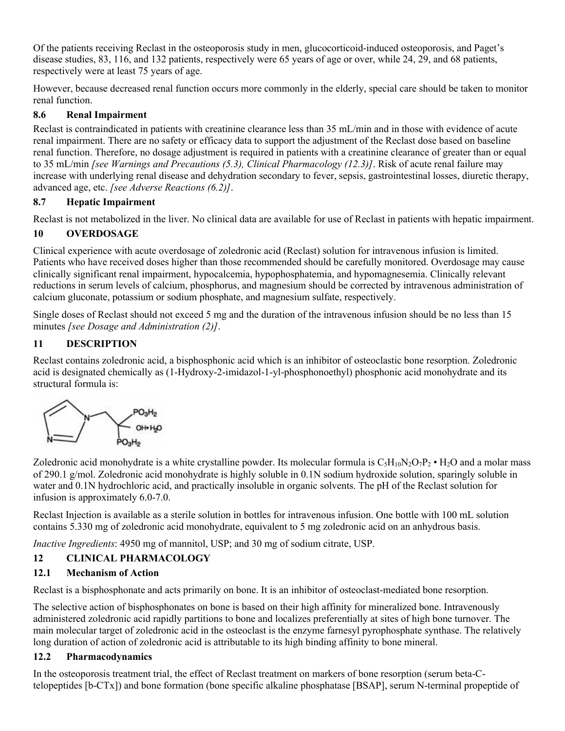Of the patients receiving Reclast in the osteoporosis study in men, glucocorticoid-induced osteoporosis, and Paget's disease studies, 83, 116, and 132 patients, respectively were 65 years of age or over, while 24, 29, and 68 patients, respectively were at least 75 years of age.

However, because decreased renal function occurs more commonly in the elderly, special care should be taken to monitor renal function.

### 8.6 Renal Impairment

Reclast is contraindicated in patients with creatinine clearance less than 35 mL/min and in those with evidence of acute renal impairment. There are no safety or efficacy data to support the adjustment of the Reclast dose based on baseline renal function. Therefore, no dosage adjustment is required in patients with a creatinine clearance of greater than or equal to 35 mL/min *[see Warnings and Precautions (5.3), Clinical Pharmacology (12.3)]*. Risk of acute renal failure may increase with underlying renal disease and dehydration secondary to fever, sepsis, gastrointestinal losses, diuretic therapy, advanced age, etc. *[see Adverse Reactions (6.2)]*.

### 8.7 Hepatic Impairment

Reclast is not metabolized in the liver. No clinical data are available for use of Reclast in patients with hepatic impairment.

## 10 OVERDOSAGE

Clinical experience with acute overdosage of zoledronic acid (Reclast) solution for intravenous infusion is limited. Patients who have received doses higher than those recommended should be carefully monitored. Overdosage may cause clinically significant renal impairment, hypocalcemia, hypophosphatemia, and hypomagnesemia. Clinically relevant reductions in serum levels of calcium, phosphorus, and magnesium should be corrected by intravenous administration of calcium gluconate, potassium or sodium phosphate, and magnesium sulfate, respectively.

Single doses of Reclast should not exceed 5 mg and the duration of the intravenous infusion should be no less than 15 minutes *[see Dosage and Administration (2)]*.

## 11 DESCRIPTION

Reclast contains zoledronic acid, a bisphosphonic acid which is an inhibitor of osteoclastic bone resorption. Zoledronic acid is designated chemically as (1-Hydroxy-2-imidazol-1-yl-phosphonoethyl) phosphonic acid monohydrate and its structural formula is:

Zoledronic acid monohydrate is a white crystalline powder. Its molecular formula is $C_5H_{10}N_2O_7P_2 \cdot H_2O$ and a molar mass of 290.1 g/mol. Zoledronic acid monohydrate is highly soluble in 0.1N sodium hydroxide solution, sparingly soluble in water and 0.1N hydrochloric acid, and practically insoluble in organic solvents. The pH of the Reclast solution for infusion is approximately 6.0-7.0.

Reclast Injection is available as a sterile solution in bottles for intravenous infusion. One bottle with 100 mL solution contains 5.330 mg of zoledronic acid monohydrate, equivalent to 5 mg zoledronic acid on an anhydrous basis.

*Inactive Ingredients*: 4950 mg of mannitol, USP; and 30 mg of sodium citrate, USP.

## 12 CLINICAL PHARMACOLOGY

### 12.1 Mechanism of Action

Reclast is a bisphosphonate and acts primarily on bone. It is an inhibitor of osteoclast-mediated bone resorption.

The selective action of bisphosphonates on bone is based on their high affinity for mineralized bone. Intravenously administered zoledronic acid rapidly partitions to bone and localizes preferentially at sites of high bone turnover. The main molecular target of zoledronic acid in the osteoclast is the enzyme farnesyl pyrophosphate synthase. The relatively long duration of action of zoledronic acid is attributable to its high binding affinity to bone mineral.

### 12.2 Pharmacodynamics

In the osteoporosis treatment trial, the effect of Reclast treatment on markers of bone resorption (serum beta-C-telopeptides [b-CTx]) and bone formation (bone specific alkaline phosphatase [BSAP], serum N-terminal propeptide of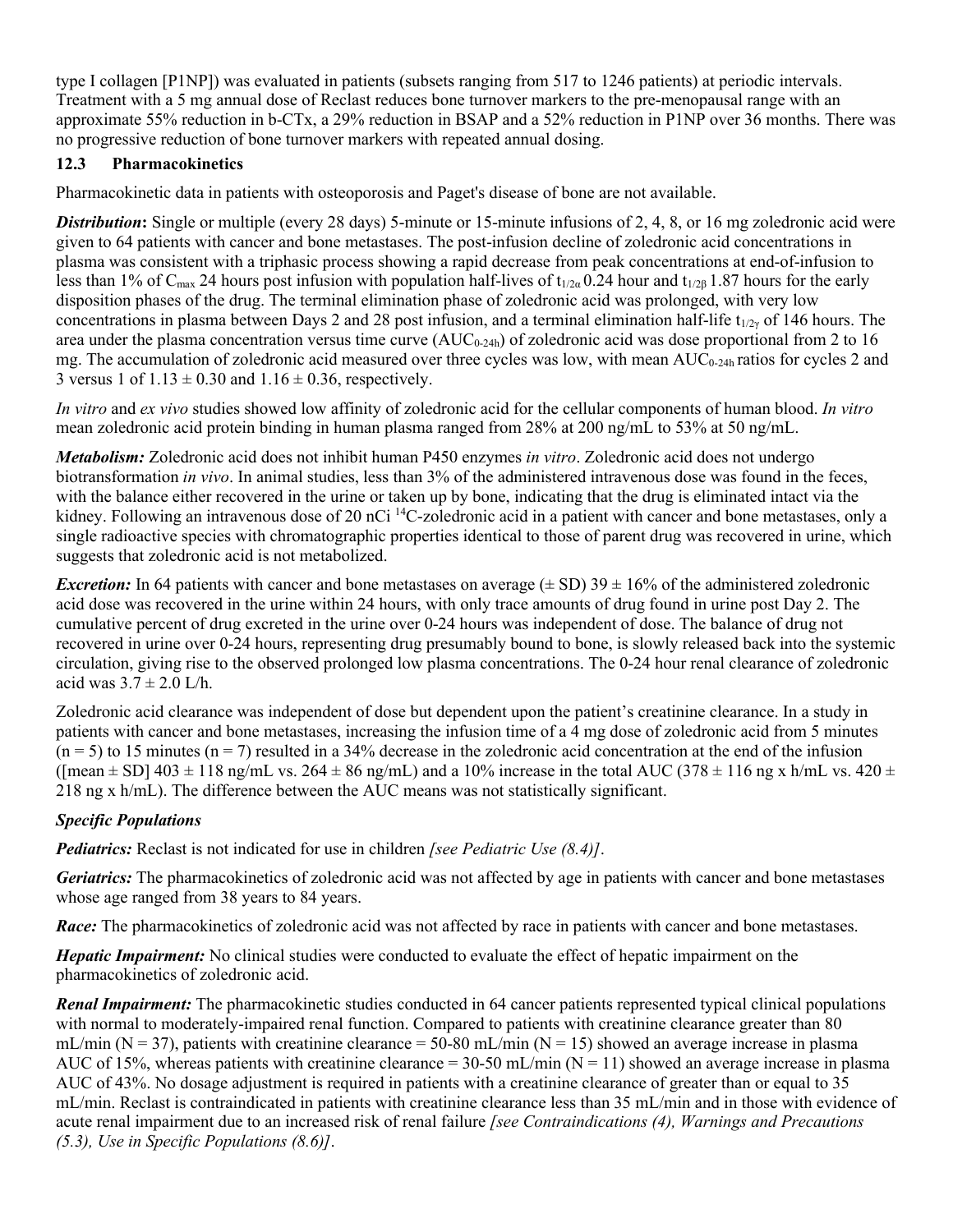type I collagen [P1NP]) was evaluated in patients (subsets ranging from 517 to 1246 patients) at periodic intervals. Treatment with a 5 mg annual dose of Reclast reduces bone turnover markers to the pre-menopausal range with an approximate 55% reduction in b-CTx, a 29% reduction in BSAP and a 52% reduction in P1NP over 36 months. There was no progressive reduction of bone turnover markers with repeated annual dosing.

### 12.3 Pharmacokinetics

Pharmacokinetic data in patients with osteoporosis and Paget's disease of bone are not available.

***Distribution***: Single or multiple (every 28 days) 5-minute or 15-minute infusions of 2, 4, 8, or 16 mg zoledronic acid were given to 64 patients with cancer and bone metastases. The post-infusion decline of zoledronic acid concentrations in plasma was consistent with a triphasic process showing a rapid decrease from peak concentrations at end-of-infusion to less than 1% of $C_{max}$ 24 hours post infusion with population half-lives of $t_{1/2\alpha}$ 0.24 hour and $t_{1/2\beta}$ 1.87 hours for the early disposition phases of the drug. The terminal elimination phase of zoledronic acid was prolonged, with very low concentrations in plasma between Days 2 and 28 post infusion, and a terminal elimination half-life $t_{1/2\gamma}$ of 146 hours. The area under the plasma concentration versus time curve ($AUC_{0-24h}$) of zoledronic acid was dose proportional from 2 to 16 mg. The accumulation of zoledronic acid measured over three cycles was low, with mean $AUC_{0-24h}$ ratios for cycles 2 and 3 versus 1 of 1.13 ± 0.30 and 1.16 ± 0.36, respectively.

*In vitro* and *ex vivo* studies showed low affinity of zoledronic acid for the cellular components of human blood. *In vitro* mean zoledronic acid protein binding in human plasma ranged from 28% at 200 ng/mL to 53% at 50 ng/mL.

***Metabolism:*** Zoledronic acid does not inhibit human P450 enzymes *in vitro*. Zoledronic acid does not undergo biotransformation *in vivo*. In animal studies, less than 3% of the administered intravenous dose was found in the feces, with the balance either recovered in the urine or taken up by bone, indicating that the drug is eliminated intact via the kidney. Following an intravenous dose of 20 nCi $^{14}C$-zoledronic acid in a patient with cancer and bone metastases, only a single radioactive species with chromatographic properties identical to those of parent drug was recovered in urine, which suggests that zoledronic acid is not metabolized.

***Excretion:*** In 64 patients with cancer and bone metastases on average (± SD) 39 ± 16% of the administered zoledronic acid dose was recovered in the urine within 24 hours, with only trace amounts of drug found in urine post Day 2. The cumulative percent of drug excreted in the urine over 0-24 hours was independent of dose. The balance of drug not recovered in urine over 0-24 hours, representing drug presumably bound to bone, is slowly released back into the systemic circulation, giving rise to the observed prolonged low plasma concentrations. The 0-24 hour renal clearance of zoledronic acid was 3.7 ± 2.0 L/h.

Zoledronic acid clearance was independent of dose but dependent upon the patient's creatinine clearance. In a study in patients with cancer and bone metastases, increasing the infusion time of a 4 mg dose of zoledronic acid from 5 minutes (n = 5) to 15 minutes (n = 7) resulted in a 34% decrease in the zoledronic acid concentration at the end of the infusion ([mean ± SD] 403 ± 118 ng/mL vs. 264 ± 86 ng/mL) and a 10% increase in the total AUC (378 ± 116 ng x h/mL vs. 420 ± 218 ng x h/mL). The difference between the AUC means was not statistically significant.

***Specific Populations***

***Pediatrics:*** Reclast is not indicated for use in children *[see Pediatric Use (8.4)]*.

***Geriatrics:*** The pharmacokinetics of zoledronic acid was not affected by age in patients with cancer and bone metastases whose age ranged from 38 years to 84 years.

***Race:*** The pharmacokinetics of zoledronic acid was not affected by race in patients with cancer and bone metastases.

***Hepatic Impairment:*** No clinical studies were conducted to evaluate the effect of hepatic impairment on the pharmacokinetics of zoledronic acid.

***Renal Impairment:*** The pharmacokinetic studies conducted in 64 cancer patients represented typical clinical populations with normal to moderately-impaired renal function. Compared to patients with creatinine clearance greater than 80 mL/min (N = 37), patients with creatinine clearance = 50-80 mL/min (N = 15) showed an average increase in plasma AUC of 15%, whereas patients with creatinine clearance = 30-50 mL/min (N = 11) showed an average increase in plasma AUC of 43%. No dosage adjustment is required in patients with a creatinine clearance of greater than or equal to 35 mL/min. Reclast is contraindicated in patients with creatinine clearance less than 35 mL/min and in those with evidence of acute renal impairment due to an increased risk of renal failure *[see Contraindications (4), Warnings and Precautions (5.3), Use in Specific Populations (8.6)]*.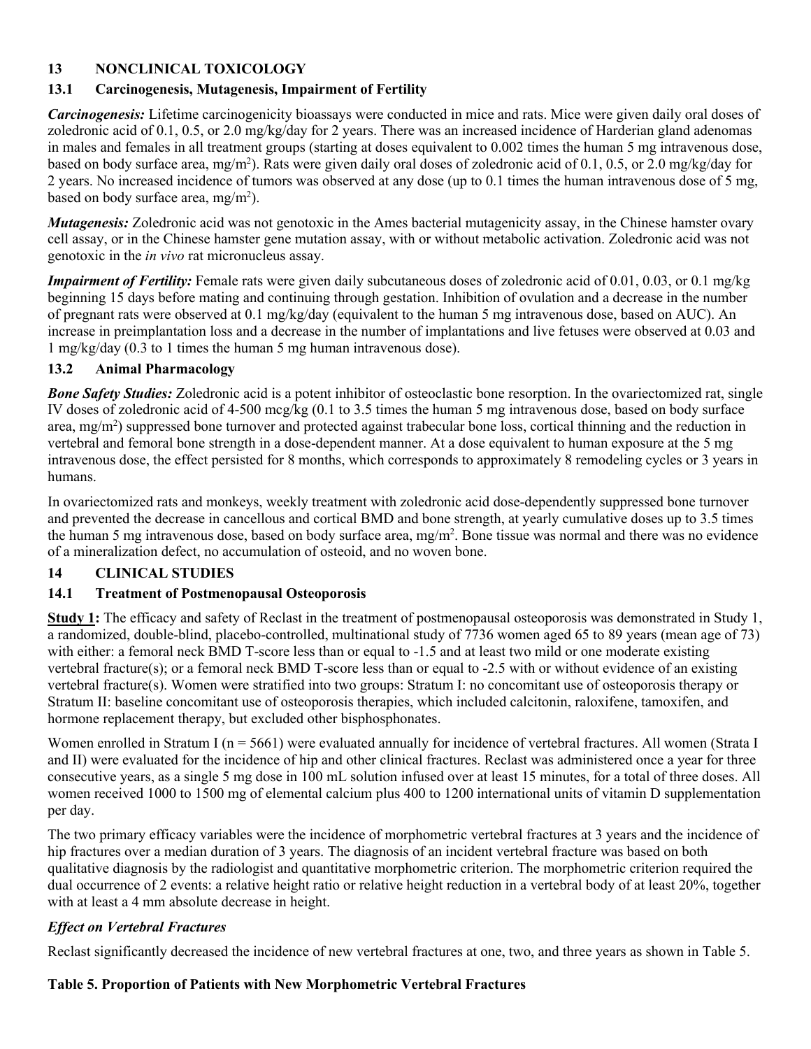## 13 NONCLINICAL TOXICOLOGY

### 13.1 Carcinogenesis, Mutagenesis, Impairment of Fertility

***Carcinogenesis:*** Lifetime carcinogenicity bioassays were conducted in mice and rats. Mice were given daily oral doses of zoledronic acid of 0.1, 0.5, or 2.0 mg/kg/day for 2 years. There was an increased incidence of Harderian gland adenomas in males and females in all treatment groups (starting at doses equivalent to 0.002 times the human 5 mg intravenous dose, based on body surface area, $mg/m^2$). Rats were given daily oral doses of zoledronic acid of 0.1, 0.5, or 2.0 mg/kg/day for 2 years. No increased incidence of tumors was observed at any dose (up to 0.1 times the human intravenous dose of 5 mg, based on body surface area, $mg/m^2$).

***Mutagenesis:*** Zoledronic acid was not genotoxic in the Ames bacterial mutagenicity assay, in the Chinese hamster ovary cell assay, or in the Chinese hamster gene mutation assay, with or without metabolic activation. Zoledronic acid was not genotoxic in the *in vivo* rat micronucleus assay.

***Impairment of Fertility:*** Female rats were given daily subcutaneous doses of zoledronic acid of 0.01, 0.03, or 0.1 mg/kg beginning 15 days before mating and continuing through gestation. Inhibition of ovulation and a decrease in the number of pregnant rats were observed at 0.1 mg/kg/day (equivalent to the human 5 mg intravenous dose, based on AUC). An increase in preimplantation loss and a decrease in the number of implantations and live fetuses were observed at 0.03 and 1 mg/kg/day (0.3 to 1 times the human 5 mg human intravenous dose).

### 13.2 Animal Pharmacology

***Bone Safety Studies:*** Zoledronic acid is a potent inhibitor of osteoclastic bone resorption. In the ovariectomized rat, single IV doses of zoledronic acid of 4-500 mcg/kg (0.1 to 3.5 times the human 5 mg intravenous dose, based on body surface area, $mg/m^2$) suppressed bone turnover and protected against trabecular bone loss, cortical thinning and the reduction in vertebral and femoral bone strength in a dose-dependent manner. At a dose equivalent to human exposure at the 5 mg intravenous dose, the effect persisted for 8 months, which corresponds to approximately 8 remodeling cycles or 3 years in humans.

In ovariectomized rats and monkeys, weekly treatment with zoledronic acid dose-dependently suppressed bone turnover and prevented the decrease in cancellous and cortical BMD and bone strength, at yearly cumulative doses up to 3.5 times the human 5 mg intravenous dose, based on body surface area, $mg/m^2$. Bone tissue was normal and there was no evidence of a mineralization defect, no accumulation of osteoid, and no woven bone.

## 14 CLINICAL STUDIES

### 14.1 Treatment of Postmenopausal Osteoporosis

**Study 1:** The efficacy and safety of Reclast in the treatment of postmenopausal osteoporosis was demonstrated in Study 1, a randomized, double-blind, placebo-controlled, multinational study of 7736 women aged 65 to 89 years (mean age of 73) with either: a femoral neck BMD T-score less than or equal to -1.5 and at least two mild or one moderate existing vertebral fracture(s); or a femoral neck BMD T-score less than or equal to -2.5 with or without evidence of an existing vertebral fracture(s). Women were stratified into two groups: Stratum I: no concomitant use of osteoporosis therapy or Stratum II: baseline concomitant use of osteoporosis therapies, which included calcitonin, raloxifene, tamoxifen, and hormone replacement therapy, but excluded other bisphosphonates.

Women enrolled in Stratum I (n = 5661) were evaluated annually for incidence of vertebral fractures. All women (Strata I and II) were evaluated for the incidence of hip and other clinical fractures. Reclast was administered once a year for three consecutive years, as a single 5 mg dose in 100 mL solution infused over at least 15 minutes, for a total of three doses. All women received 1000 to 1500 mg of elemental calcium plus 400 to 1200 international units of vitamin D supplementation per day.

The two primary efficacy variables were the incidence of morphometric vertebral fractures at 3 years and the incidence of hip fractures over a median duration of 3 years. The diagnosis of an incident vertebral fracture was based on both qualitative diagnosis by the radiologist and quantitative morphometric criterion. The morphometric criterion required the dual occurrence of 2 events: a relative height ratio or relative height reduction in a vertebral body of at least 20%, together with at least a 4 mm absolute decrease in height.

#### *Effect on Vertebral Fractures*

Reclast significantly decreased the incidence of new vertebral fractures at one, two, and three years as shown in Table 5.

**Table 5. Proportion of Patients with New Morphometric Vertebral Fractures**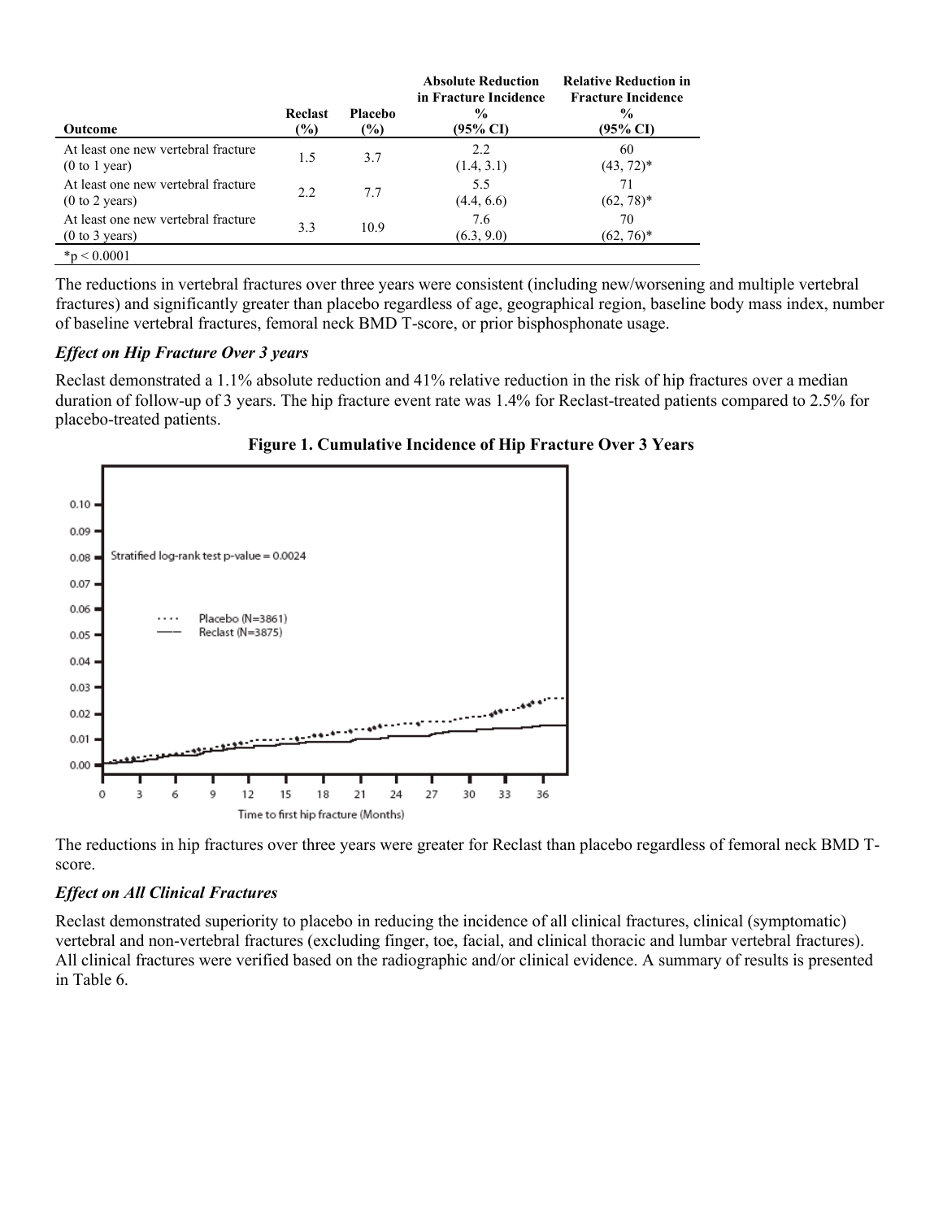| Outcome | Reclast (%) | Placebo (%) | Absolute Reduction in Fracture Incidence % (95% CI) | Relative Reduction in Fracture Incidence % (95% CI) |
|---|---|---|---|---|
| At least one new vertebral fracture (0 to 1 year) | 1.5 | 3.7 | 2.2 (1.4, 3.1) | 60 (43, 72)* |
| At least one new vertebral fracture (0 to 2 years) | 2.2 | 7.7 | 5.5 (4.4, 6.6) | 71 (62, 78)* |
| At least one new vertebral fracture (0 to 3 years) | 3.3 | 10.9 | 7.6 (6.3, 9.0) | 70 (62, 76)* |

*$p < 0.0001$

The reductions in vertebral fractures over three years were consistent (including new/worsening and multiple vertebral fractures) and significantly greater than placebo regardless of age, geographical region, baseline body mass index, number of baseline vertebral fractures, femoral neck BMD T-score, or prior bisphosphonate usage.

### *Effect on Hip Fracture Over 3 years*

Reclast demonstrated a 1.1% absolute reduction and 41% relative reduction in the risk of hip fractures over a median duration of follow-up of 3 years. The hip fracture event rate was 1.4% for Reclast-treated patients compared to 2.5% for placebo-treated patients.

**Figure 1. Cumulative Incidence of Hip Fracture Over 3 Years**

The reductions in hip fractures over three years were greater for Reclast than placebo regardless of femoral neck BMD T-score.

### *Effect on All Clinical Fractures*

Reclast demonstrated superiority to placebo in reducing the incidence of all clinical fractures, clinical (symptomatic) vertebral and non-vertebral fractures (excluding finger, toe, facial, and clinical thoracic and lumbar vertebral fractures). All clinical fractures were verified based on the radiographic and/or clinical evidence. A summary of results is presented in Table 6.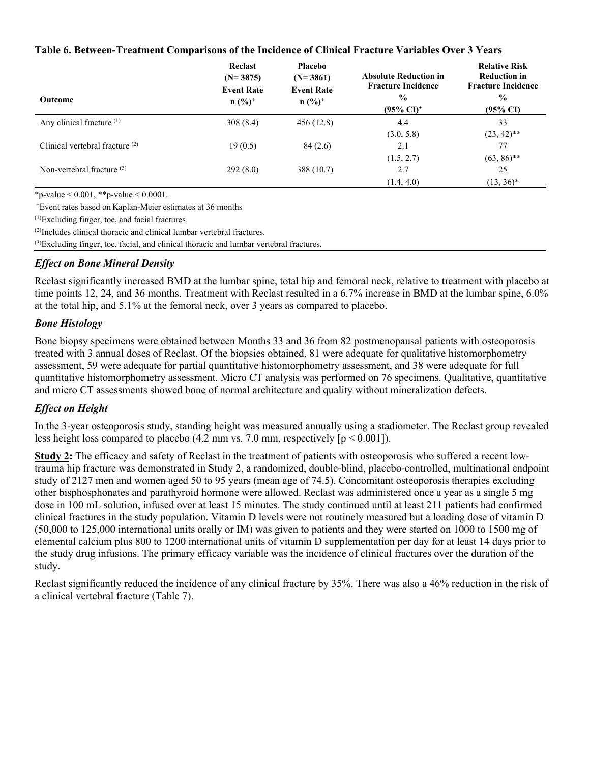**Table 6. Between-Treatment Comparisons of the Incidence of Clinical Fracture Variables Over 3 Years**

| Outcome | Reclast (N= 3875) Event Rate n (%)[+] | Placebo (N= 3861) Event Rate n (%)[+] | Absolute Reduction in Fracture Incidence % (95% CI)[+] | Relative Risk Reduction in Fracture Incidence % (95% CI) |
|---|---|---|---|---|
| Any clinical fracture [(1)] | 308 (8.4) | 456 (12.8) | 4.4 (3.0, 5.8) | 33 (23, 42)** |
| Clinical vertebral fracture [(2)] | 19 (0.5) | 84 (2.6) | 2.1 (1.5, 2.7) | 77 (63, 86)** |
| Non-vertebral fracture [(3)] | 292 (8.0) | 388 (10.7) | 2.7 (1.4, 4.0) | 25 (13, 36)* |

*p-value < 0.001, **p-value < 0.0001.

[+]Event rates based on Kaplan-Meier estimates at 36 months

[(1)]Excluding finger, toe, and facial fractures.

[(2)]Includes clinical thoracic and clinical lumbar vertebral fractures.

[(3)]Excluding finger, toe, facial, and clinical thoracic and lumbar vertebral fractures.

### *Effect on Bone Mineral Density*

Reclast significantly increased BMD at the lumbar spine, total hip and femoral neck, relative to treatment with placebo at time points 12, 24, and 36 months. Treatment with Reclast resulted in a 6.7% increase in BMD at the lumbar spine, 6.0% at the total hip, and 5.1% at the femoral neck, over 3 years as compared to placebo.

### *Bone Histology*

Bone biopsy specimens were obtained between Months 33 and 36 from 82 postmenopausal patients with osteoporosis treated with 3 annual doses of Reclast. Of the biopsies obtained, 81 were adequate for qualitative histomorphometry assessment, 59 were adequate for partial quantitative histomorphometry assessment, and 38 were adequate for full quantitative histomorphometry assessment. Micro CT analysis was performed on 76 specimens. Qualitative, quantitative and micro CT assessments showed bone of normal architecture and quality without mineralization defects.

### *Effect on Height*

In the 3-year osteoporosis study, standing height was measured annually using a stadiometer. The Reclast group revealed less height loss compared to placebo (4.2 mm vs. 7.0 mm, respectively [$p < 0.001$]).

**Study 2:** The efficacy and safety of Reclast in the treatment of patients with osteoporosis who suffered a recent low-trauma hip fracture was demonstrated in Study 2, a randomized, double-blind, placebo-controlled, multinational endpoint study of 2127 men and women aged 50 to 95 years (mean age of 74.5). Concomitant osteoporosis therapies excluding other bisphosphonates and parathyroid hormone were allowed. Reclast was administered once a year as a single 5 mg dose in 100 mL solution, infused over at least 15 minutes. The study continued until at least 211 patients had confirmed clinical fractures in the study population. Vitamin D levels were not routinely measured but a loading dose of vitamin D (50,000 to 125,000 international units orally or IM) was given to patients and they were started on 1000 to 1500 mg of elemental calcium plus 800 to 1200 international units of vitamin D supplementation per day for at least 14 days prior to the study drug infusions. The primary efficacy variable was the incidence of clinical fractures over the duration of the study.

Reclast significantly reduced the incidence of any clinical fracture by 35%. There was also a 46% reduction in the risk of a clinical vertebral fracture (Table 7).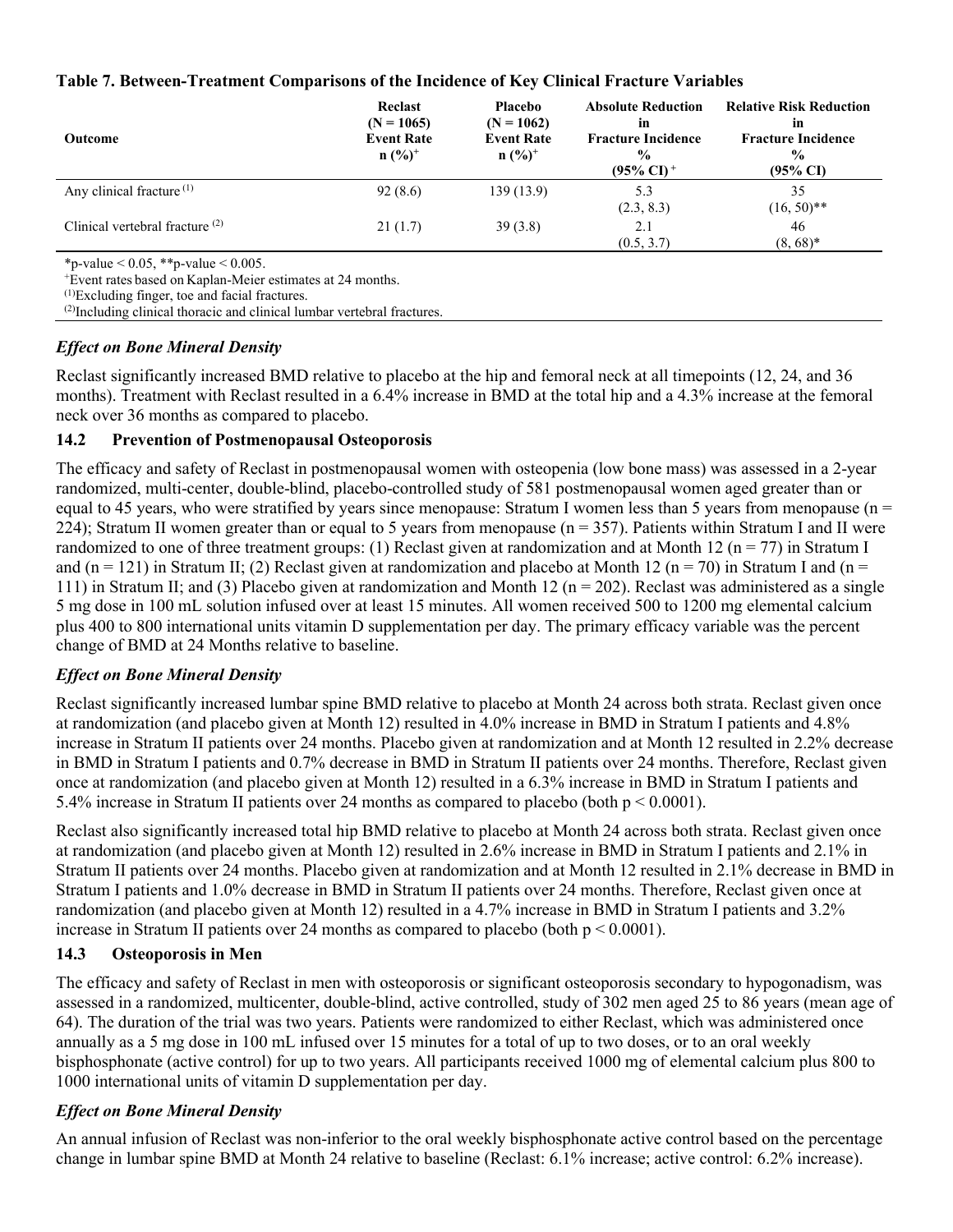**Table 7. Between-Treatment Comparisons of the Incidence of Key Clinical Fracture Variables**

| Outcome | Reclast (N = 1065) Event Rate n (%)[+] | Placebo (N = 1062) Event Rate n (%)[+] | Absolute Reduction in Fracture Incidence % (95% CI)[+] | Relative Risk Reduction in Fracture Incidence % (95% CI) |
|---|---|---|---|---|
| Any clinical fracture [(1)] | 92 (8.6) | 139 (13.9) | 5.3 (2.3, 8.3) | 35 (16, 50)** |
| Clinical vertebral fracture [(2)] | 21 (1.7) | 39 (3.8) | 2.1 (0.5, 3.7) | 46 (8, 68)* |

*p-value < 0.05, **p-value < 0.005.

[+]Event rates based on Kaplan-Meier estimates at 24 months.

[(1)]Excluding finger, toe and facial fractures.

[(2)]Including clinical thoracic and clinical lumbar vertebral fractures.

### *Effect on Bone Mineral Density*

Reclast significantly increased BMD relative to placebo at the hip and femoral neck at all timepoints (12, 24, and 36 months). Treatment with Reclast resulted in a 6.4% increase in BMD at the total hip and a 4.3% increase at the femoral neck over 36 months as compared to placebo.

## 14.2 Prevention of Postmenopausal Osteoporosis

The efficacy and safety of Reclast in postmenopausal women with osteopenia (low bone mass) was assessed in a 2-year randomized, multi-center, double-blind, placebo-controlled study of 581 postmenopausal women aged greater than or equal to 45 years, who were stratified by years since menopause: Stratum I women less than 5 years from menopause (n = 224); Stratum II women greater than or equal to 5 years from menopause (n = 357). Patients within Stratum I and II were randomized to one of three treatment groups: (1) Reclast given at randomization and at Month 12 (n = 77) in Stratum I and (n = 121) in Stratum II; (2) Reclast given at randomization and placebo at Month 12 (n = 70) in Stratum I and (n = 111) in Stratum II; and (3) Placebo given at randomization and Month 12 (n = 202). Reclast was administered as a single 5 mg dose in 100 mL solution infused over at least 15 minutes. All women received 500 to 1200 mg elemental calcium plus 400 to 800 international units vitamin D supplementation per day. The primary efficacy variable was the percent change of BMD at 24 Months relative to baseline.

### *Effect on Bone Mineral Density*

Reclast significantly increased lumbar spine BMD relative to placebo at Month 24 across both strata. Reclast given once at randomization (and placebo given at Month 12) resulted in 4.0% increase in BMD in Stratum I patients and 4.8% increase in Stratum II patients over 24 months. Placebo given at randomization and at Month 12 resulted in 2.2% decrease in BMD in Stratum I patients and 0.7% decrease in BMD in Stratum II patients over 24 months. Therefore, Reclast given once at randomization (and placebo given at Month 12) resulted in a 6.3% increase in BMD in Stratum I patients and 5.4% increase in Stratum II patients over 24 months as compared to placebo (both $p < 0.0001$).

Reclast also significantly increased total hip BMD relative to placebo at Month 24 across both strata. Reclast given once at randomization (and placebo given at Month 12) resulted in 2.6% increase in BMD in Stratum I patients and 2.1% in Stratum II patients over 24 months. Placebo given at randomization and at Month 12 resulted in 2.1% decrease in BMD in Stratum I patients and 1.0% decrease in BMD in Stratum II patients over 24 months. Therefore, Reclast given once at randomization (and placebo given at Month 12) resulted in a 4.7% increase in BMD in Stratum I patients and 3.2% increase in Stratum II patients over 24 months as compared to placebo (both $p < 0.0001$).

## 14.3 Osteoporosis in Men

The efficacy and safety of Reclast in men with osteoporosis or significant osteoporosis secondary to hypogonadism, was assessed in a randomized, multicenter, double-blind, active controlled, study of 302 men aged 25 to 86 years (mean age of 64). The duration of the trial was two years. Patients were randomized to either Reclast, which was administered once annually as a 5 mg dose in 100 mL infused over 15 minutes for a total of up to two doses, or to an oral weekly bisphosphonate (active control) for up to two years. All participants received 1000 mg of elemental calcium plus 800 to 1000 international units of vitamin D supplementation per day.

### *Effect on Bone Mineral Density*

An annual infusion of Reclast was non-inferior to the oral weekly bisphosphonate active control based on the percentage change in lumbar spine BMD at Month 24 relative to baseline (Reclast: 6.1% increase; active control: 6.2% increase).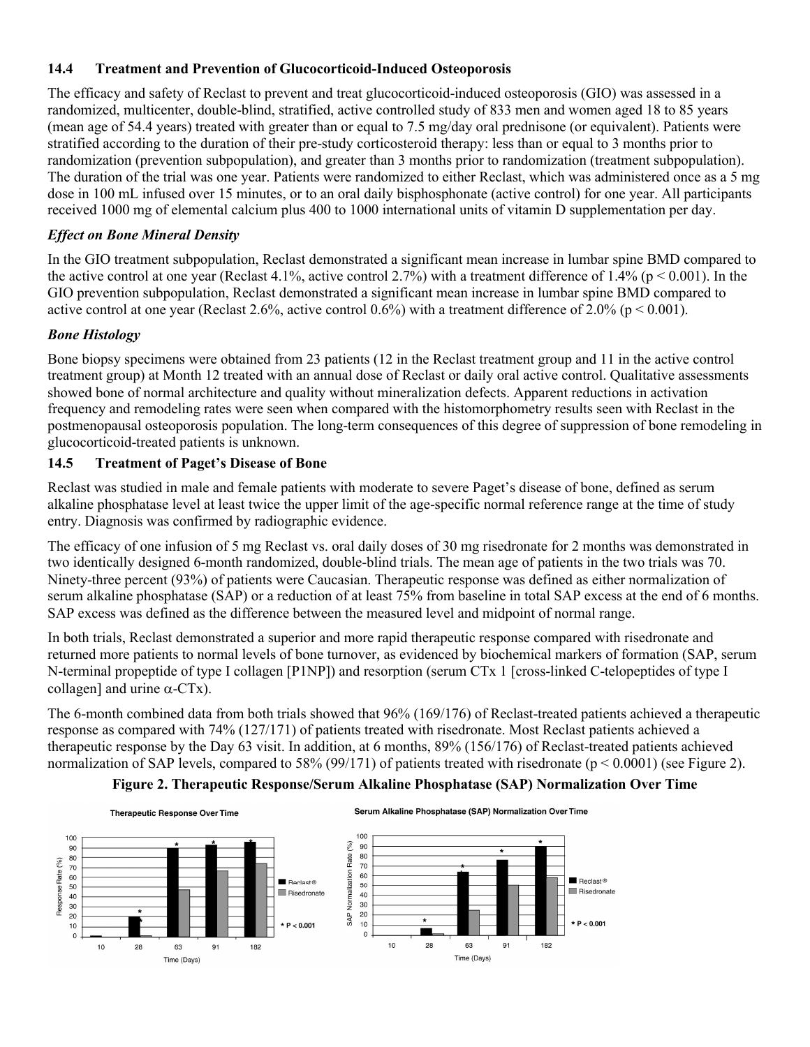### 14.4 Treatment and Prevention of Glucocorticoid-Induced Osteoporosis

The efficacy and safety of Reclast to prevent and treat glucocorticoid-induced osteoporosis (GIO) was assessed in a randomized, multicenter, double-blind, stratified, active controlled study of 833 men and women aged 18 to 85 years (mean age of 54.4 years) treated with greater than or equal to 7.5 mg/day oral prednisone (or equivalent). Patients were stratified according to the duration of their pre-study corticosteroid therapy: less than or equal to 3 months prior to randomization (prevention subpopulation), and greater than 3 months prior to randomization (treatment subpopulation). The duration of the trial was one year. Patients were randomized to either Reclast, which was administered once as a 5 mg dose in 100 mL infused over 15 minutes, or to an oral daily bisphosphonate (active control) for one year. All participants received 1000 mg of elemental calcium plus 400 to 1000 international units of vitamin D supplementation per day.

***Effect on Bone Mineral Density***

In the GIO treatment subpopulation, Reclast demonstrated a significant mean increase in lumbar spine BMD compared to the active control at one year (Reclast 4.1%, active control 2.7%) with a treatment difference of 1.4% ($p < 0.001$). In the GIO prevention subpopulation, Reclast demonstrated a significant mean increase in lumbar spine BMD compared to active control at one year (Reclast 2.6%, active control 0.6%) with a treatment difference of 2.0% ($p < 0.001$).

***Bone Histology***

Bone biopsy specimens were obtained from 23 patients (12 in the Reclast treatment group and 11 in the active control treatment group) at Month 12 treated with an annual dose of Reclast or daily oral active control. Qualitative assessments showed bone of normal architecture and quality without mineralization defects. Apparent reductions in activation frequency and remodeling rates were seen when compared with the histomorphometry results seen with Reclast in the postmenopausal osteoporosis population. The long-term consequences of this degree of suppression of bone remodeling in glucocorticoid-treated patients is unknown.

### 14.5 Treatment of Paget's Disease of Bone

Reclast was studied in male and female patients with moderate to severe Paget's disease of bone, defined as serum alkaline phosphatase level at least twice the upper limit of the age-specific normal reference range at the time of study entry. Diagnosis was confirmed by radiographic evidence.

The efficacy of one infusion of 5 mg Reclast vs. oral daily doses of 30 mg risedronate for 2 months was demonstrated in two identically designed 6-month randomized, double-blind trials. The mean age of patients in the two trials was 70. Ninety-three percent (93%) of patients were Caucasian. Therapeutic response was defined as either normalization of serum alkaline phosphatase (SAP) or a reduction of at least 75% from baseline in total SAP excess at the end of 6 months. SAP excess was defined as the difference between the measured level and midpoint of normal range.

In both trials, Reclast demonstrated a superior and more rapid therapeutic response compared with risedronate and returned more patients to normal levels of bone turnover, as evidenced by biochemical markers of formation (SAP, serum N-terminal propeptide of type I collagen [P1NP]) and resorption (serum CTx 1 [cross-linked C-telopeptides of type I collagen] and urine α-CTx).

The 6-month combined data from both trials showed that 96% (169/176) of Reclast-treated patients achieved a therapeutic response as compared with 74% (127/171) of patients treated with risedronate. Most Reclast patients achieved a therapeutic response by the Day 63 visit. In addition, at 6 months, 89% (156/176) of Reclast-treated patients achieved normalization of SAP levels, compared to 58% (99/171) of patients treated with risedronate ($p < 0.0001$) (see Figure 2).

**Figure 2. Therapeutic Response/Serum Alkaline Phosphatase (SAP) Normalization Over Time**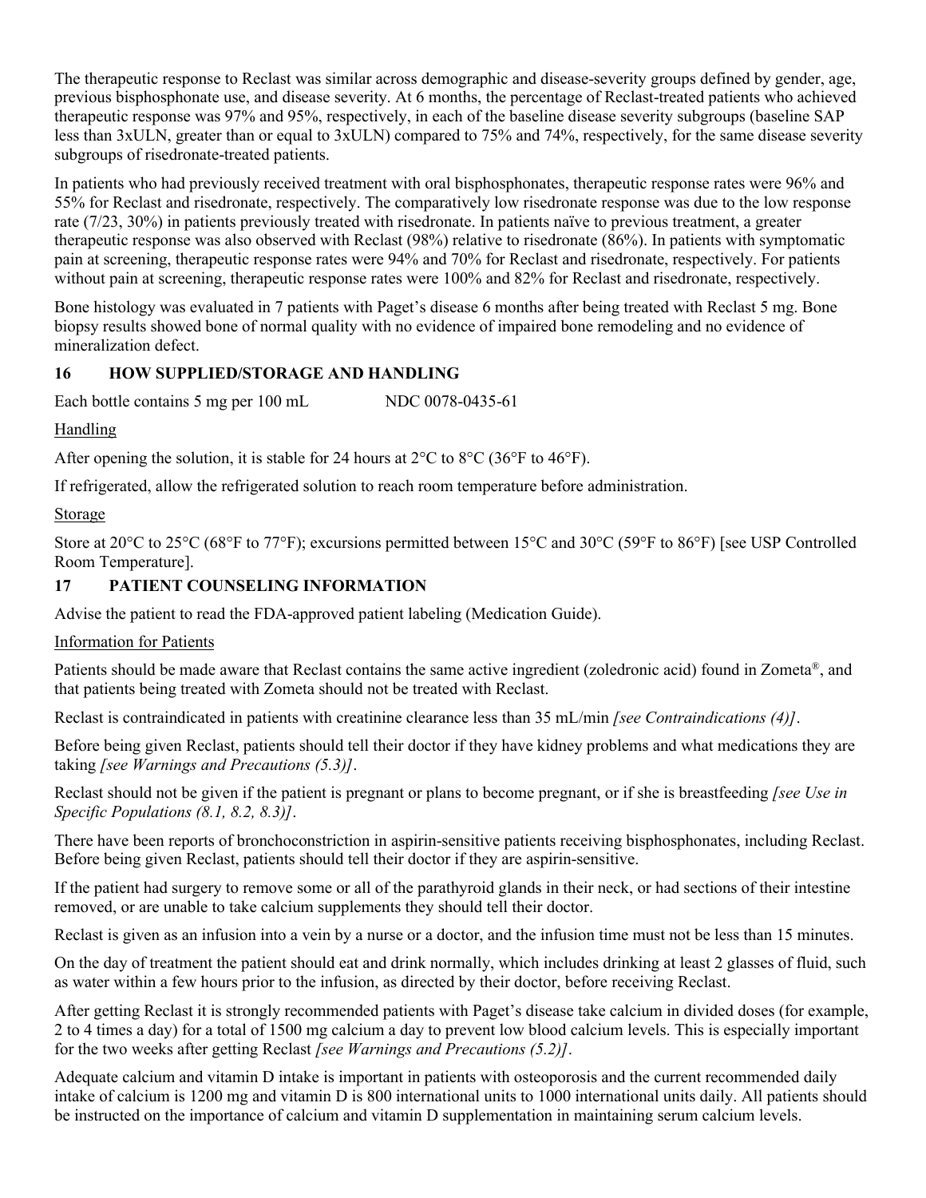The therapeutic response to Reclast was similar across demographic and disease-severity groups defined by gender, age, previous bisphosphonate use, and disease severity. At 6 months, the percentage of Reclast-treated patients who achieved therapeutic response was 97% and 95%, respectively, in each of the baseline disease severity subgroups (baseline SAP less than 3xULN, greater than or equal to 3xULN) compared to 75% and 74%, respectively, for the same disease severity subgroups of risedronate-treated patients.

In patients who had previously received treatment with oral bisphosphonates, therapeutic response rates were 96% and 55% for Reclast and risedronate, respectively. The comparatively low risedronate response was due to the low response rate (7/23, 30%) in patients previously treated with risedronate. In patients naïve to previous treatment, a greater therapeutic response was also observed with Reclast (98%) relative to risedronate (86%). In patients with symptomatic pain at screening, therapeutic response rates were 94% and 70% for Reclast and risedronate, respectively. For patients without pain at screening, therapeutic response rates were 100% and 82% for Reclast and risedronate, respectively.

Bone histology was evaluated in 7 patients with Paget's disease 6 months after being treated with Reclast 5 mg. Bone biopsy results showed bone of normal quality with no evidence of impaired bone remodeling and no evidence of mineralization defect.

## 16 HOW SUPPLIED/STORAGE AND HANDLING

Each bottle contains 5 mg per 100 mL NDC 0078-0435-61

Handling

After opening the solution, it is stable for 24 hours at 2°C to 8°C (36°F to 46°F).

If refrigerated, allow the refrigerated solution to reach room temperature before administration.

Storage

Store at 20°C to 25°C (68°F to 77°F); excursions permitted between 15°C and 30°C (59°F to 86°F) [see USP Controlled Room Temperature].

## 17 PATIENT COUNSELING INFORMATION

Advise the patient to read the FDA-approved patient labeling (Medication Guide).

Information for Patients

Patients should be made aware that Reclast contains the same active ingredient (zoledronic acid) found in Zometa®, and that patients being treated with Zometa should not be treated with Reclast.

Reclast is contraindicated in patients with creatinine clearance less than 35 mL/min *[see Contraindications (4)]*.

Before being given Reclast, patients should tell their doctor if they have kidney problems and what medications they are taking *[see Warnings and Precautions (5.3)]*.

Reclast should not be given if the patient is pregnant or plans to become pregnant, or if she is breastfeeding *[see Use in Specific Populations (8.1, 8.2, 8.3)]*.

There have been reports of bronchoconstriction in aspirin-sensitive patients receiving bisphosphonates, including Reclast. Before being given Reclast, patients should tell their doctor if they are aspirin-sensitive.

If the patient had surgery to remove some or all of the parathyroid glands in their neck, or had sections of their intestine removed, or are unable to take calcium supplements they should tell their doctor.

Reclast is given as an infusion into a vein by a nurse or a doctor, and the infusion time must not be less than 15 minutes.

On the day of treatment the patient should eat and drink normally, which includes drinking at least 2 glasses of fluid, such as water within a few hours prior to the infusion, as directed by their doctor, before receiving Reclast.

After getting Reclast it is strongly recommended patients with Paget's disease take calcium in divided doses (for example, 2 to 4 times a day) for a total of 1500 mg calcium a day to prevent low blood calcium levels. This is especially important for the two weeks after getting Reclast *[see Warnings and Precautions (5.2)]*.

Adequate calcium and vitamin D intake is important in patients with osteoporosis and the current recommended daily intake of calcium is 1200 mg and vitamin D is 800 international units to 1000 international units daily. All patients should be instructed on the importance of calcium and vitamin D supplementation in maintaining serum calcium levels.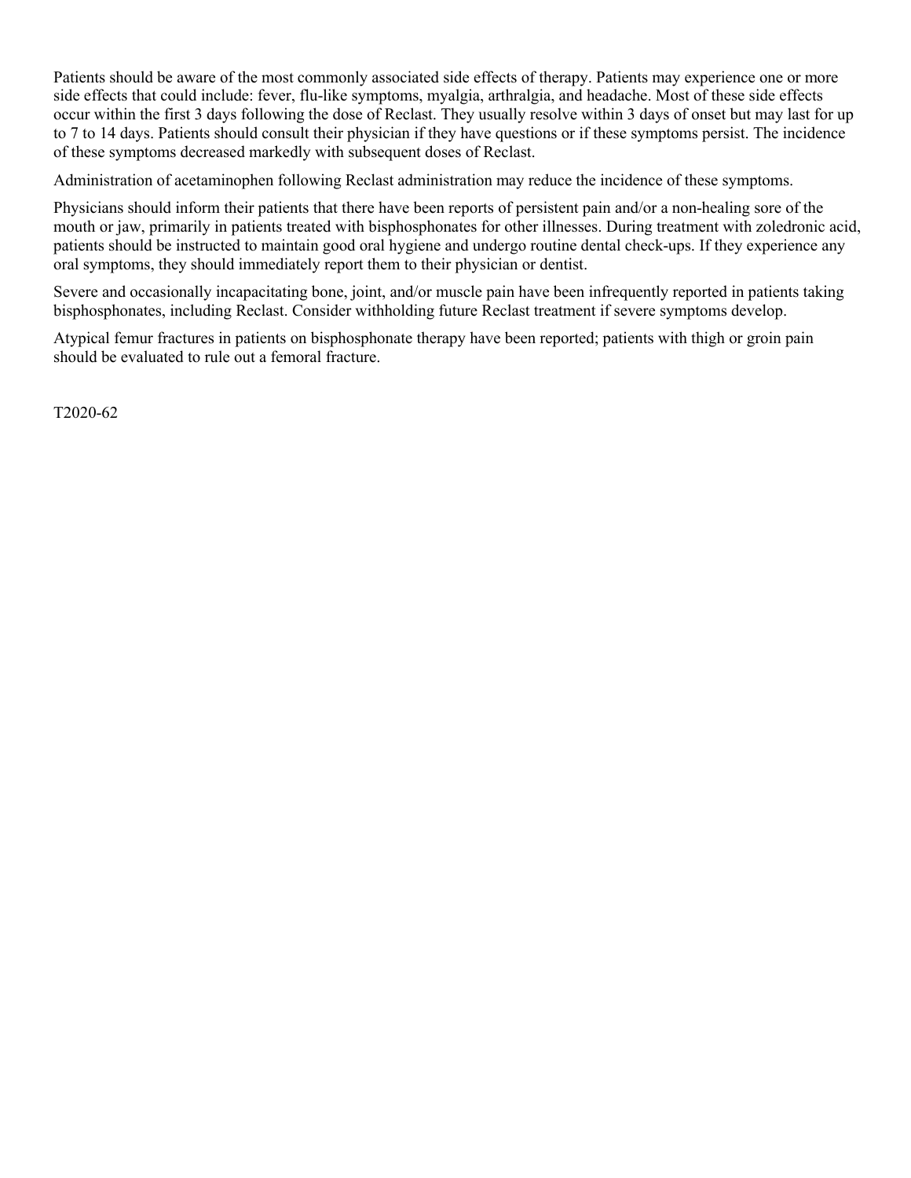Patients should be aware of the most commonly associated side effects of therapy. Patients may experience one or more side effects that could include: fever, flu-like symptoms, myalgia, arthralgia, and headache. Most of these side effects occur within the first 3 days following the dose of Reclast. They usually resolve within 3 days of onset but may last for up to 7 to 14 days. Patients should consult their physician if they have questions or if these symptoms persist. The incidence of these symptoms decreased markedly with subsequent doses of Reclast.

Administration of acetaminophen following Reclast administration may reduce the incidence of these symptoms.

Physicians should inform their patients that there have been reports of persistent pain and/or a non-healing sore of the mouth or jaw, primarily in patients treated with bisphosphonates for other illnesses. During treatment with zoledronic acid, patients should be instructed to maintain good oral hygiene and undergo routine dental check-ups. If they experience any oral symptoms, they should immediately report them to their physician or dentist.

Severe and occasionally incapacitating bone, joint, and/or muscle pain have been infrequently reported in patients taking bisphosphonates, including Reclast. Consider withholding future Reclast treatment if severe symptoms develop.

Atypical femur fractures in patients on bisphosphonate therapy have been reported; patients with thigh or groin pain should be evaluated to rule out a femoral fracture.

T2020-62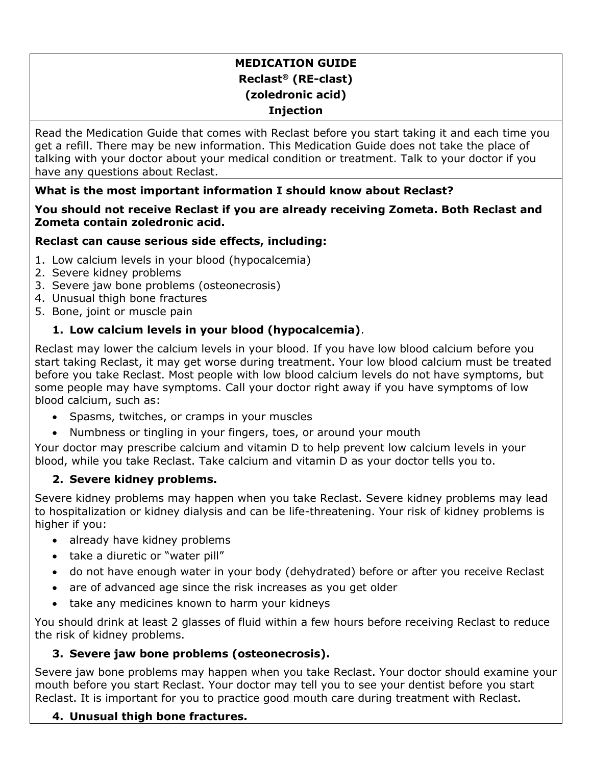# MEDICATION GUIDE
# Reclast® (RE-clast)
# (zoledronic acid)
# Injection

Read the Medication Guide that comes with Reclast before you start taking it and each time you get a refill. There may be new information. This Medication Guide does not take the place of talking with your doctor about your medical condition or treatment. Talk to your doctor if you have any questions about Reclast.

**What is the most important information I should know about Reclast?**

**You should not receive Reclast if you are already receiving Zometa. Both Reclast and Zometa contain zoledronic acid.**

**Reclast can cause serious side effects, including:**

1. Low calcium levels in your blood (hypocalcemia)
2. Severe kidney problems
3. Severe jaw bone problems (osteonecrosis)
4. Unusual thigh bone fractures
5. Bone, joint or muscle pain

**1. Low calcium levels in your blood (hypocalcemia)**.

Reclast may lower the calcium levels in your blood. If you have low blood calcium before you start taking Reclast, it may get worse during treatment. Your low blood calcium must be treated before you take Reclast. Most people with low blood calcium levels do not have symptoms, but some people may have symptoms. Call your doctor right away if you have symptoms of low blood calcium, such as:

- Spasms, twitches, or cramps in your muscles
- Numbness or tingling in your fingers, toes, or around your mouth

Your doctor may prescribe calcium and vitamin D to help prevent low calcium levels in your blood, while you take Reclast. Take calcium and vitamin D as your doctor tells you to.

**2. Severe kidney problems.**

Severe kidney problems may happen when you take Reclast. Severe kidney problems may lead to hospitalization or kidney dialysis and can be life-threatening. Your risk of kidney problems is higher if you:

- already have kidney problems
- take a diuretic or "water pill"
- do not have enough water in your body (dehydrated) before or after you receive Reclast
- are of advanced age since the risk increases as you get older
- take any medicines known to harm your kidneys

You should drink at least 2 glasses of fluid within a few hours before receiving Reclast to reduce the risk of kidney problems.

**3. Severe jaw bone problems (osteonecrosis).**

Severe jaw bone problems may happen when you take Reclast. Your doctor should examine your mouth before you start Reclast. Your doctor may tell you to see your dentist before you start Reclast. It is important for you to practice good mouth care during treatment with Reclast.

**4. Unusual thigh bone fractures.**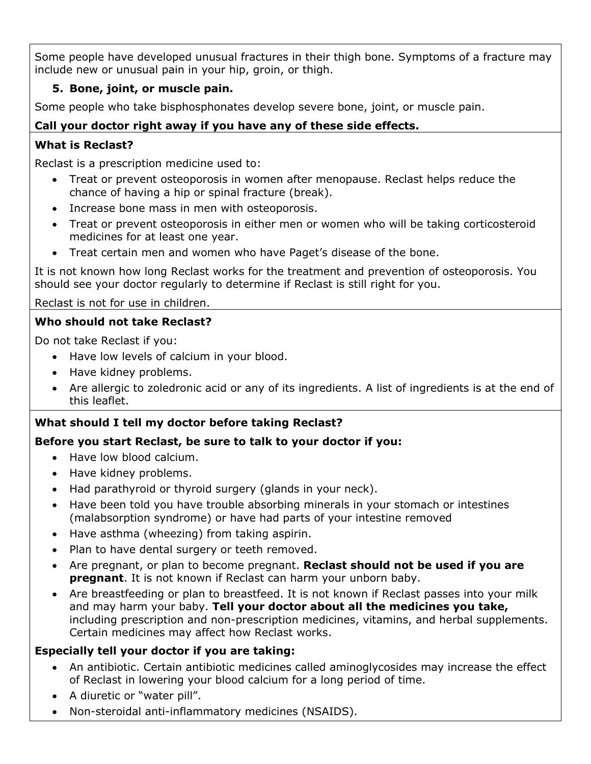Some people have developed unusual fractures in their thigh bone. Symptoms of a fracture may include new or unusual pain in your hip, groin, or thigh.

5. **Bone, joint, or muscle pain.**

Some people who take bisphosphonates develop severe bone, joint, or muscle pain.

**Call your doctor right away if you have any of these side effects.**

**What is Reclast?**

Reclast is a prescription medicine used to:

- Treat or prevent osteoporosis in women after menopause. Reclast helps reduce the chance of having a hip or spinal fracture (break).
- Increase bone mass in men with osteoporosis.
- Treat or prevent osteoporosis in either men or women who will be taking corticosteroid medicines for at least one year.
- Treat certain men and women who have Paget's disease of the bone.

It is not known how long Reclast works for the treatment and prevention of osteoporosis. You should see your doctor regularly to determine if Reclast is still right for you.

Reclast is not for use in children.

**Who should not take Reclast?**

Do not take Reclast if you:

- Have low levels of calcium in your blood.
- Have kidney problems.
- Are allergic to zoledronic acid or any of its ingredients. A list of ingredients is at the end of this leaflet.

**What should I tell my doctor before taking Reclast?**

**Before you start Reclast, be sure to talk to your doctor if you:**

- Have low blood calcium.
- Have kidney problems.
- Had parathyroid or thyroid surgery (glands in your neck).
- Have been told you have trouble absorbing minerals in your stomach or intestines (malabsorption syndrome) or have had parts of your intestine removed
- Have asthma (wheezing) from taking aspirin.
- Plan to have dental surgery or teeth removed.
- Are pregnant, or plan to become pregnant. **Reclast should not be used if you are pregnant**. It is not known if Reclast can harm your unborn baby.
- Are breastfeeding or plan to breastfeed. It is not known if Reclast passes into your milk and may harm your baby. **Tell your doctor about all the medicines you take,** including prescription and non-prescription medicines, vitamins, and herbal supplements. Certain medicines may affect how Reclast works.

**Especially tell your doctor if you are taking:**

- An antibiotic. Certain antibiotic medicines called aminoglycosides may increase the effect of Reclast in lowering your blood calcium for a long period of time.
- A diuretic or "water pill".
- Non-steroidal anti-inflammatory medicines (NSAIDS).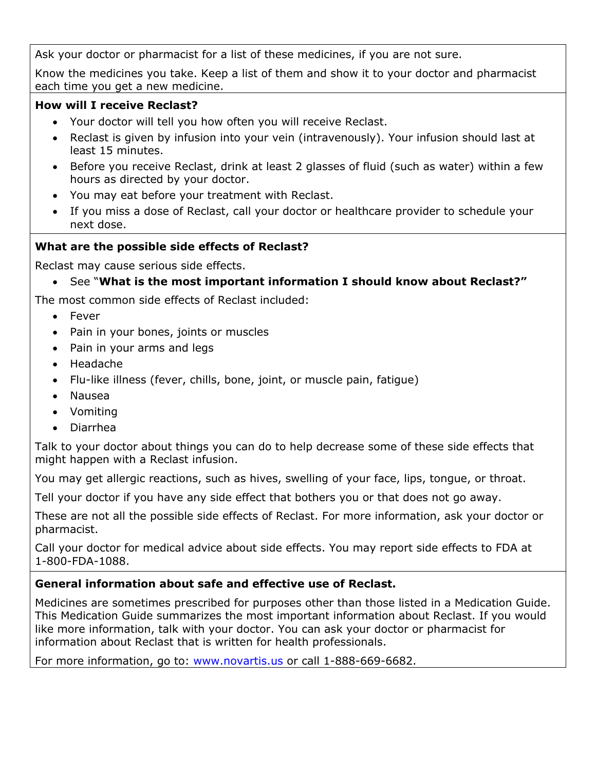Ask your doctor or pharmacist for a list of these medicines, if you are not sure.

Know the medicines you take. Keep a list of them and show it to your doctor and pharmacist each time you get a new medicine.

**How will I receive Reclast?**

- Your doctor will tell you how often you will receive Reclast.
- Reclast is given by infusion into your vein (intravenously). Your infusion should last at least 15 minutes.
- Before you receive Reclast, drink at least 2 glasses of fluid (such as water) within a few hours as directed by your doctor.
- You may eat before your treatment with Reclast.
- If you miss a dose of Reclast, call your doctor or healthcare provider to schedule your next dose.

**What are the possible side effects of Reclast?**

Reclast may cause serious side effects.

- See "**What is the most important information I should know about Reclast?"**

The most common side effects of Reclast included:

- Fever
- Pain in your bones, joints or muscles
- Pain in your arms and legs
- Headache
- Flu-like illness (fever, chills, bone, joint, or muscle pain, fatigue)
- Nausea
- Vomiting
- Diarrhea

Talk to your doctor about things you can do to help decrease some of these side effects that might happen with a Reclast infusion.

You may get allergic reactions, such as hives, swelling of your face, lips, tongue, or throat.

Tell your doctor if you have any side effect that bothers you or that does not go away.

These are not all the possible side effects of Reclast. For more information, ask your doctor or pharmacist.

Call your doctor for medical advice about side effects. You may report side effects to FDA at 1-800-FDA-1088.

**General information about safe and effective use of Reclast.**

Medicines are sometimes prescribed for purposes other than those listed in a Medication Guide. This Medication Guide summarizes the most important information about Reclast. If you would like more information, talk with your doctor. You can ask your doctor or pharmacist for information about Reclast that is written for health professionals.

For more information, go to: www.novartis.us or call 1-888-669-6682.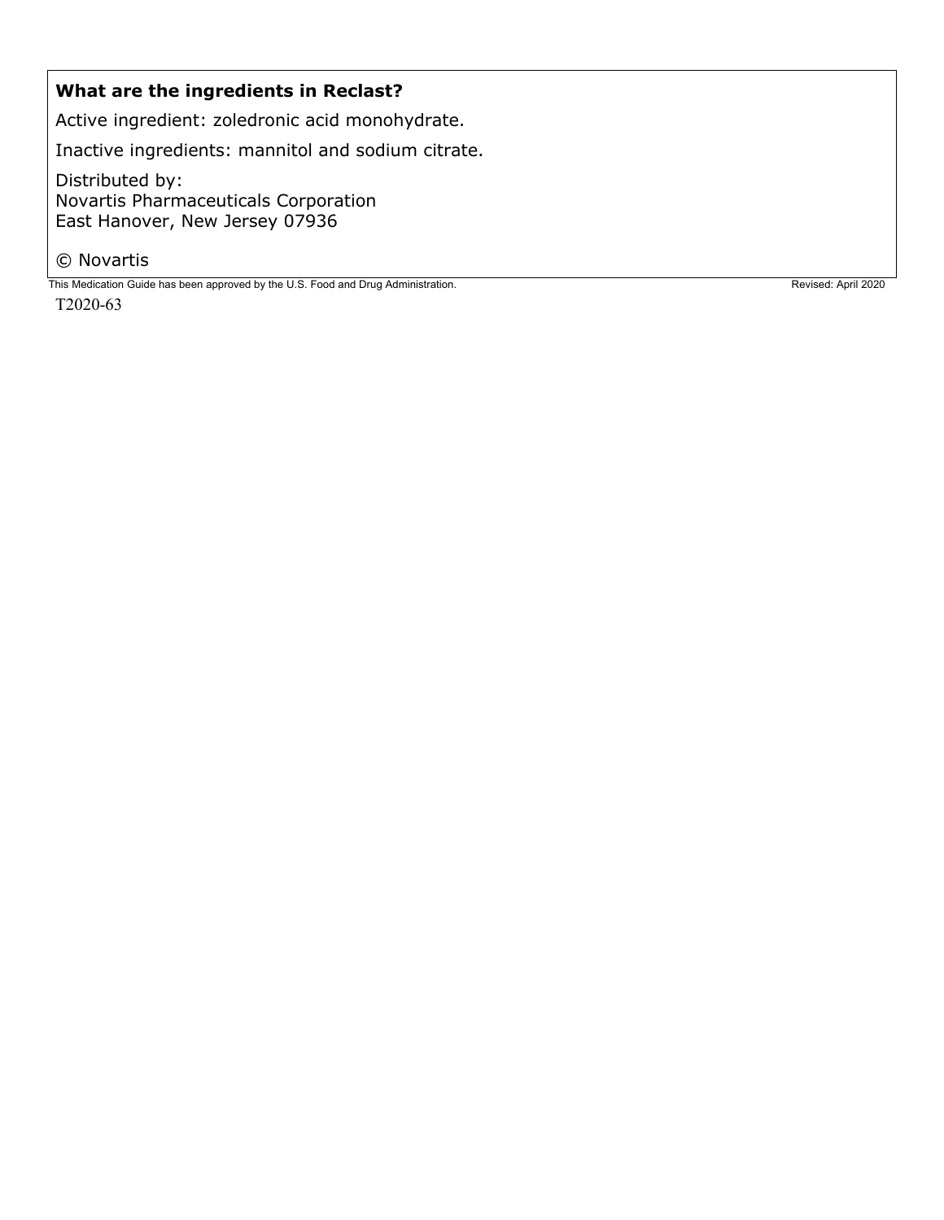**What are the ingredients in Reclast?**

Active ingredient: zoledronic acid monohydrate.

Inactive ingredients: mannitol and sodium citrate.

Distributed by:
Novartis Pharmaceuticals Corporation
East Hanover, New Jersey 07936

© Novartis

This Medication Guide has been approved by the U.S. Food and Drug Administration. Revised: April 2020

T2020-63